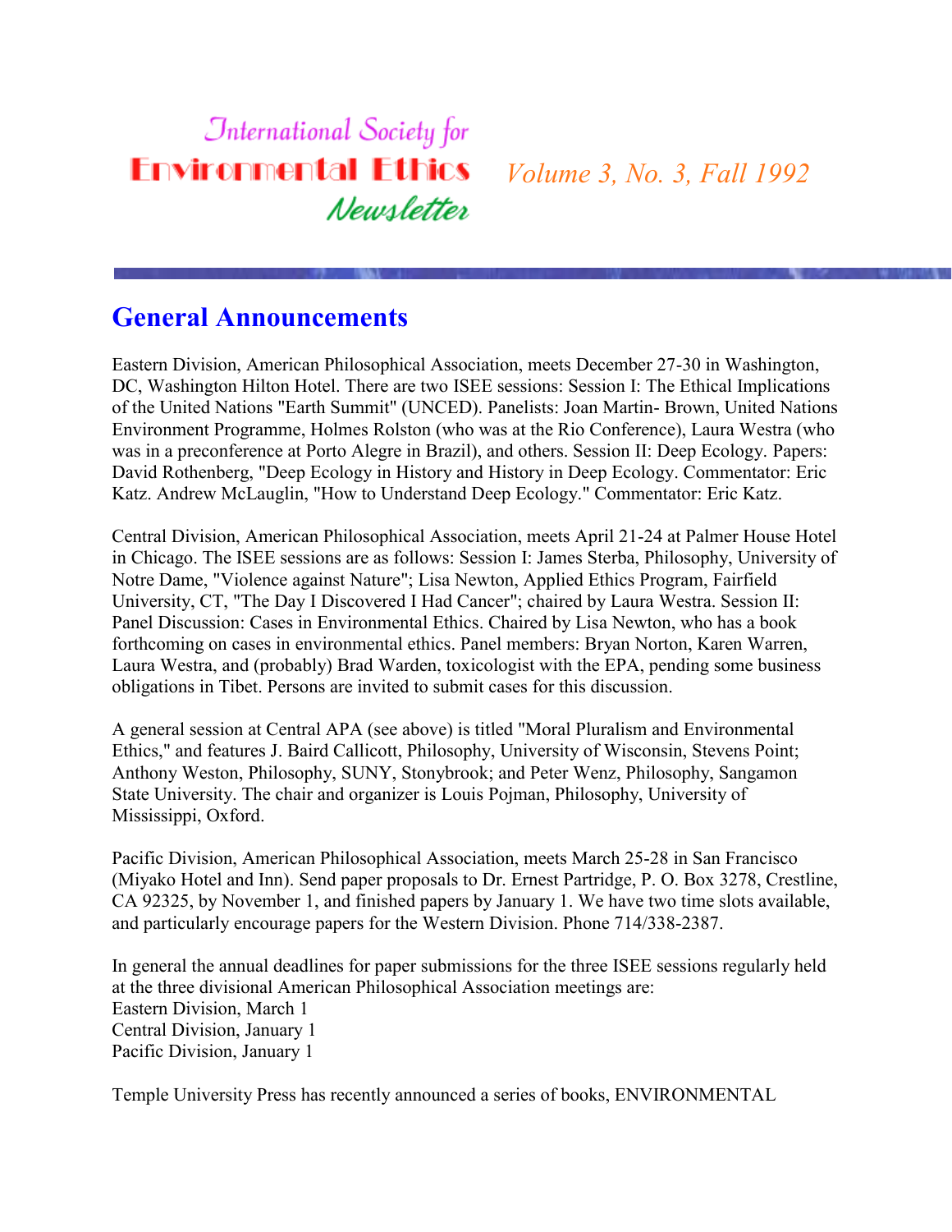# International Society for Environmental Ethics Newsletter

*Volume 3, No. 3, Fall 1992*

## General Announcements

Eastern Division, American Philosophical Association, meets December 27-30 in Washington, DC, Washington Hilton Hotel. There are two ISEE sessions: Session I: The Ethical Implications of the United Nations "Earth Summit" (UNCED). Panelists: Joan Martin- Brown, United Nations Environment Programme, Holmes Rolston (who was at the Rio Conference), Laura Westra (who was in a preconference at Porto Alegre in Brazil), and others. Session II: Deep Ecology. Papers: David Rothenberg, "Deep Ecology in History and History in Deep Ecology. Commentator: Eric Katz. Andrew McLaughlin, "How to Understand Deep Ecology." Commentator: Eric Katz.

Central Division, American Philosophical Association, meets April 21-24 at Palmer House Hotel in Chicago. The ISEE sessions are as follows: Session I: James Sterba, Philosophy, University of Notre Dame, "Violence against Nature"; Lisa Newton, Applied Ethics Program, Fairfield University, CT, "The Day I Discovered I Had Cancer"; chaired by Laura Westra. Session II: Panel Discussion: Cases in Environmental Ethics. Chaired by Lisa Newton, who has a book forthcoming on cases in environmental ethics. Panel members: Bryan Norton, Karen Warren, Laura Westra, and (probably) Brad Warden, toxicologist with the EPA, pending some business obligations in Tibet. Persons are invited to submit cases for this discussion.

A general session at Central APA (see above) is titled "Moral Pluralism and Environmental Ethics," and features J. Baird Callicott, Philosophy, University of Wisconsin, Stevens Point; Anthony Weston, Philosophy, SUNY, Stonybrook; and Peter Wenz, Philosophy, Sangamon State University. The chair and organizer is Louis Pojman, Philosophy, University of Mississippi, Oxford.

Pacific Division, American Philosophical Association, meets March 25-28 in San Francisco (Miyako Hotel and Inn). Send paper proposals to Dr. Ernest Partridge, P. O. Box 3278, Crestline, CA 92325, by November 1, and finished papers by January 1. We have two time slots available, and particularly encourage papers for the Western Division. Phone 714/338-2387.

In general the annual deadlines for paper submissions for the three ISEE sessions regularly held at the three divisional American Philosophical Association meetings are:
Eastern Division, March 1
Central Division, January 1
Pacific Division, January 1

Temple University Press has recently announced a series of books, ENVIRONMENTAL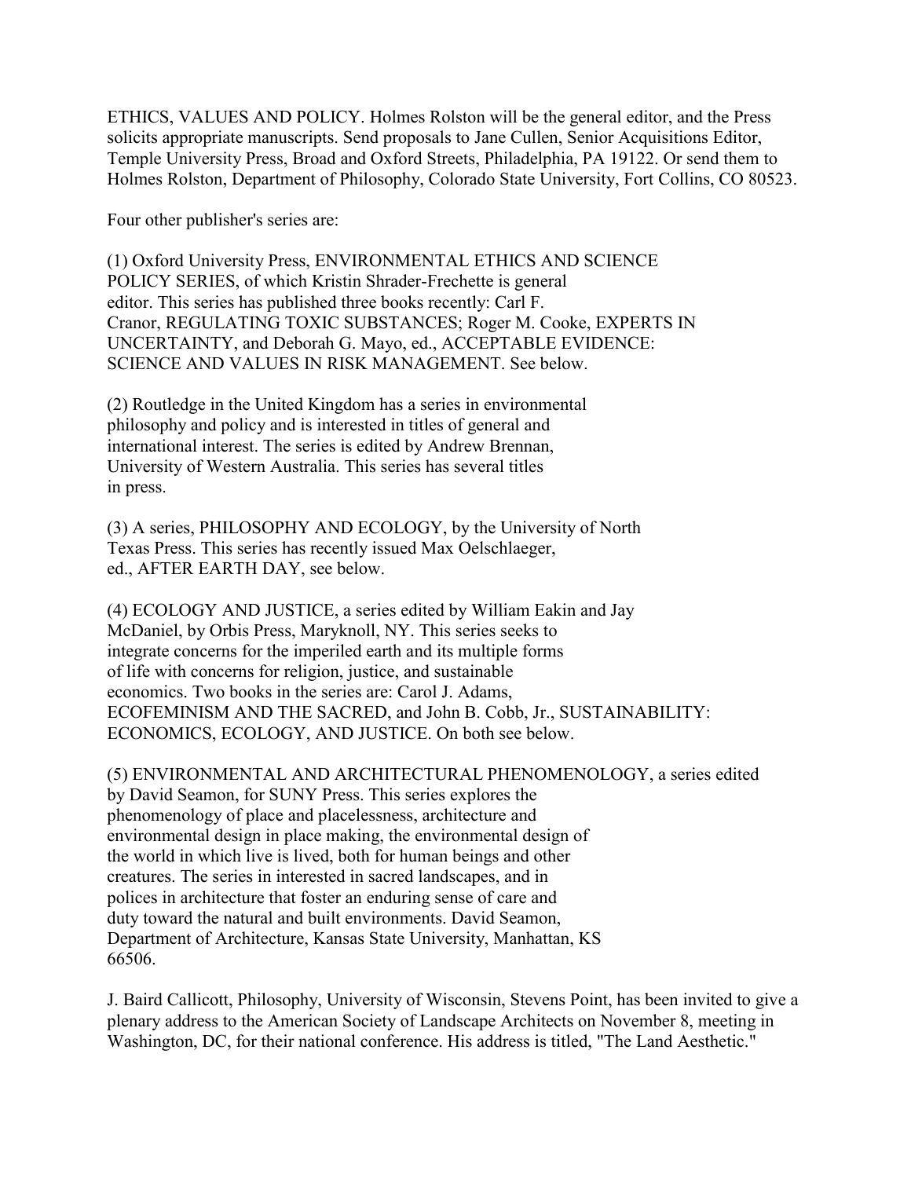ETHICS, VALUES AND POLICY. Holmes Rolston will be the general editor, and the Press solicits appropriate manuscripts. Send proposals to Jane Cullen, Senior Acquisitions Editor, Temple University Press, Broad and Oxford Streets, Philadelphia, PA 19122. Or send them to Holmes Rolston, Department of Philosophy, Colorado State University, Fort Collins, CO 80523.

Four other publisher's series are:

(1) Oxford University Press, ENVIRONMENTAL ETHICS AND SCIENCE POLICY SERIES, of which Kristin Shrader-Frechette is general editor. This series has published three books recently: Carl F. Cranor, REGULATING TOXIC SUBSTANCES; Roger M. Cooke, EXPERTS IN UNCERTAINTY, and Deborah G. Mayo, ed., ACCEPTABLE EVIDENCE: SCIENCE AND VALUES IN RISK MANAGEMENT. See below.

(2) Routledge in the United Kingdom has a series in environmental philosophy and policy and is interested in titles of general and international interest. The series is edited by Andrew Brennan, University of Western Australia. This series has several titles in press.

(3) A series, PHILOSOPHY AND ECOLOGY, by the University of North Texas Press. This series has recently issued Max Oelschlaeger, ed., AFTER EARTH DAY, see below.

(4) ECOLOGY AND JUSTICE, a series edited by William Eakin and Jay McDaniel, by Orbis Press, Maryknoll, NY. This series seeks to integrate concerns for the imperiled earth and its multiple forms of life with concerns for religion, justice, and sustainable economics. Two books in the series are: Carol J. Adams, ECOFEMINISM AND THE SACRED, and John B. Cobb, Jr., SUSTAINABILITY: ECONOMICS, ECOLOGY, AND JUSTICE. On both see below.

(5) ENVIRONMENTAL AND ARCHITECTURAL PHENOMENOLOGY, a series edited by David Seamon, for SUNY Press. This series explores the phenomenology of place and placelessness, architecture and environmental design in place making, the environmental design of the world in which live is lived, both for human beings and other creatures. The series in interested in sacred landscapes, and in polices in architecture that foster an enduring sense of care and duty toward the natural and built environments. David Seamon, Department of Architecture, Kansas State University, Manhattan, KS 66506.

J. Baird Callicott, Philosophy, University of Wisconsin, Stevens Point, has been invited to give a plenary address to the American Society of Landscape Architects on November 8, meeting in Washington, DC, for their national conference. His address is titled, "The Land Aesthetic."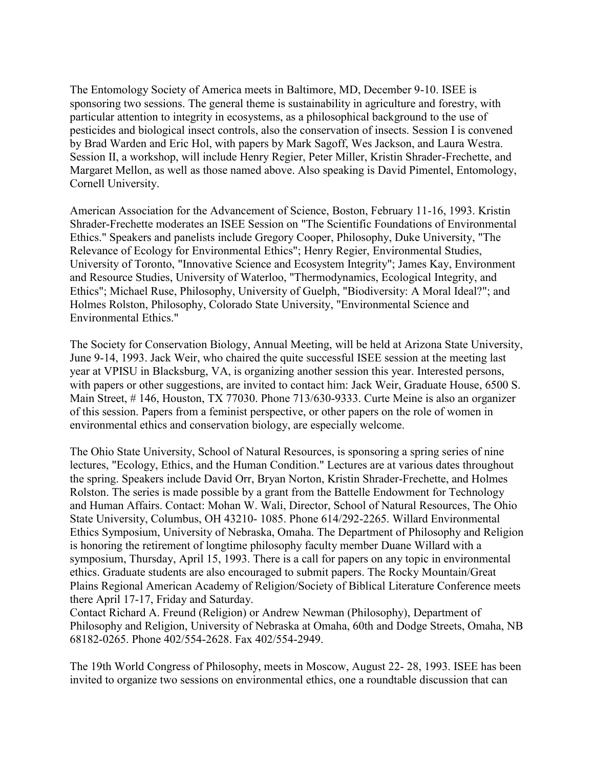The Entomology Society of America meets in Baltimore, MD, December 9-10. ISEE is sponsoring two sessions. The general theme is sustainability in agriculture and forestry, with particular attention to integrity in ecosystems, as a philosophical background to the use of pesticides and biological insect controls, also the conservation of insects. Session I is convened by Brad Warden and Eric Hol, with papers by Mark Sagoff, Wes Jackson, and Laura Westra. Session II, a workshop, will include Henry Regier, Peter Miller, Kristin Shrader-Frechette, and Margaret Mellon, as well as those named above. Also speaking is David Pimentel, Entomology, Cornell University.

American Association for the Advancement of Science, Boston, February 11-16, 1993. Kristin Shrader-Frechette moderates an ISEE Session on "The Scientific Foundations of Environmental Ethics." Speakers and panelists include Gregory Cooper, Philosophy, Duke University, "The Relevance of Ecology for Environmental Ethics"; Henry Regier, Environmental Studies, University of Toronto, "Innovative Science and Ecosystem Integrity"; James Kay, Environment and Resource Studies, University of Waterloo, "Thermodynamics, Ecological Integrity, and Ethics"; Michael Ruse, Philosophy, University of Guelph, "Biodiversity: A Moral Ideal?"; and Holmes Rolston, Philosophy, Colorado State University, "Environmental Science and Environmental Ethics."

The Society for Conservation Biology, Annual Meeting, will be held at Arizona State University, June 9-14, 1993. Jack Weir, who chaired the quite successful ISEE session at the meeting last year at VPISU in Blacksburg, VA, is organizing another session this year. Interested persons, with papers or other suggestions, are invited to contact him: Jack Weir, Graduate House, 6500 S. Main Street, # 146, Houston, TX 77030. Phone 713/630-9333. Curte Meine is also an organizer of this session. Papers from a feminist perspective, or other papers on the role of women in environmental ethics and conservation biology, are especially welcome.

The Ohio State University, School of Natural Resources, is sponsoring a spring series of nine lectures, "Ecology, Ethics, and the Human Condition." Lectures are at various dates throughout the spring. Speakers include David Orr, Bryan Norton, Kristin Shrader-Frechette, and Holmes Rolston. The series is made possible by a grant from the Battelle Endowment for Technology and Human Affairs. Contact: Mohan W. Wali, Director, School of Natural Resources, The Ohio State University, Columbus, OH 43210- 1085. Phone 614/292-2265. Willard Environmental Ethics Symposium, University of Nebraska, Omaha. The Department of Philosophy and Religion is honoring the retirement of longtime philosophy faculty member Duane Willard with a symposium, Thursday, April 15, 1993. There is a call for papers on any topic in environmental ethics. Graduate students are also encouraged to submit papers. The Rocky Mountain/Great Plains Regional American Academy of Religion/Society of Biblical Literature Conference meets there April 17-17, Friday and Saturday.
Contact Richard A. Freund (Religion) or Andrew Newman (Philosophy), Department of Philosophy and Religion, University of Nebraska at Omaha, 60th and Dodge Streets, Omaha, NB 68182-0265. Phone 402/554-2628. Fax 402/554-2949.

The 19th World Congress of Philosophy, meets in Moscow, August 22- 28, 1993. ISEE has been invited to organize two sessions on environmental ethics, one a roundtable discussion that can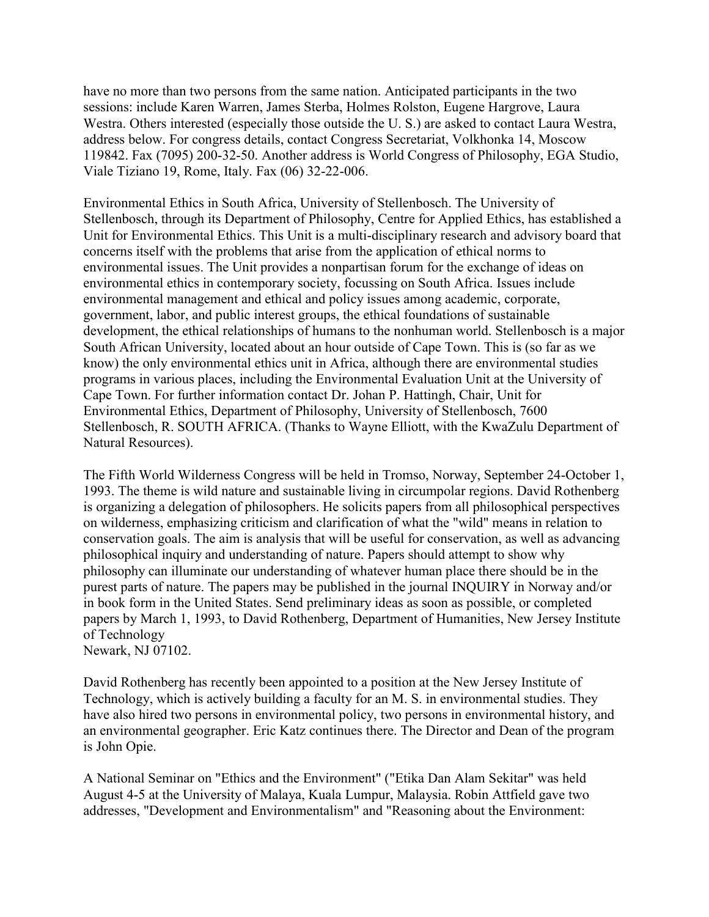have no more than two persons from the same nation. Anticipated participants in the two sessions: include Karen Warren, James Sterba, Holmes Rolston, Eugene Hargrove, Laura Westra. Others interested (especially those outside the U. S.) are asked to contact Laura Westra, address below. For congress details, contact Congress Secretariat, Volkhonka 14, Moscow 119842. Fax (7095) 200-32-50. Another address is World Congress of Philosophy, EGA Studio, Viale Tiziano 19, Rome, Italy. Fax (06) 32-22-006.

Environmental Ethics in South Africa, University of Stellenbosch. The University of Stellenbosch, through its Department of Philosophy, Centre for Applied Ethics, has established a Unit for Environmental Ethics. This Unit is a multi-disciplinary research and advisory board that concerns itself with the problems that arise from the application of ethical norms to environmental issues. The Unit provides a nonpartisan forum for the exchange of ideas on environmental ethics in contemporary society, focussing on South Africa. Issues include environmental management and ethical and policy issues among academic, corporate, government, labor, and public interest groups, the ethical foundations of sustainable development, the ethical relationships of humans to the nonhuman world. Stellenbosch is a major South African University, located about an hour outside of Cape Town. This is (so far as we know) the only environmental ethics unit in Africa, although there are environmental studies programs in various places, including the Environmental Evaluation Unit at the University of Cape Town. For further information contact Dr. Johan P. Hattingh, Chair, Unit for Environmental Ethics, Department of Philosophy, University of Stellenbosch, 7600 Stellenbosch, R. SOUTH AFRICA. (Thanks to Wayne Elliott, with the KwaZulu Department of Natural Resources).

The Fifth World Wilderness Congress will be held in Tromso, Norway, September 24-October 1, 1993. The theme is wild nature and sustainable living in circumpolar regions. David Rothenberg is organizing a delegation of philosophers. He solicits papers from all philosophical perspectives on wilderness, emphasizing criticism and clarification of what the "wild" means in relation to conservation goals. The aim is analysis that will be useful for conservation, as well as advancing philosophical inquiry and understanding of nature. Papers should attempt to show why philosophy can illuminate our understanding of whatever human place there should be in the purest parts of nature. The papers may be published in the journal INQUIRY in Norway and/or in book form in the United States. Send preliminary ideas as soon as possible, or completed papers by March 1, 1993, to David Rothenberg, Department of Humanities, New Jersey Institute of Technology
Newark, NJ 07102.

David Rothenberg has recently been appointed to a position at the New Jersey Institute of Technology, which is actively building a faculty for an M. S. in environmental studies. They have also hired two persons in environmental policy, two persons in environmental history, and an environmental geographer. Eric Katz continues there. The Director and Dean of the program is John Opie.

A National Seminar on "Ethics and the Environment" ("Etika Dan Alam Sekitar" was held August 4-5 at the University of Malaya, Kuala Lumpur, Malaysia. Robin Attfield gave two addresses, "Development and Environmentalism" and "Reasoning about the Environment: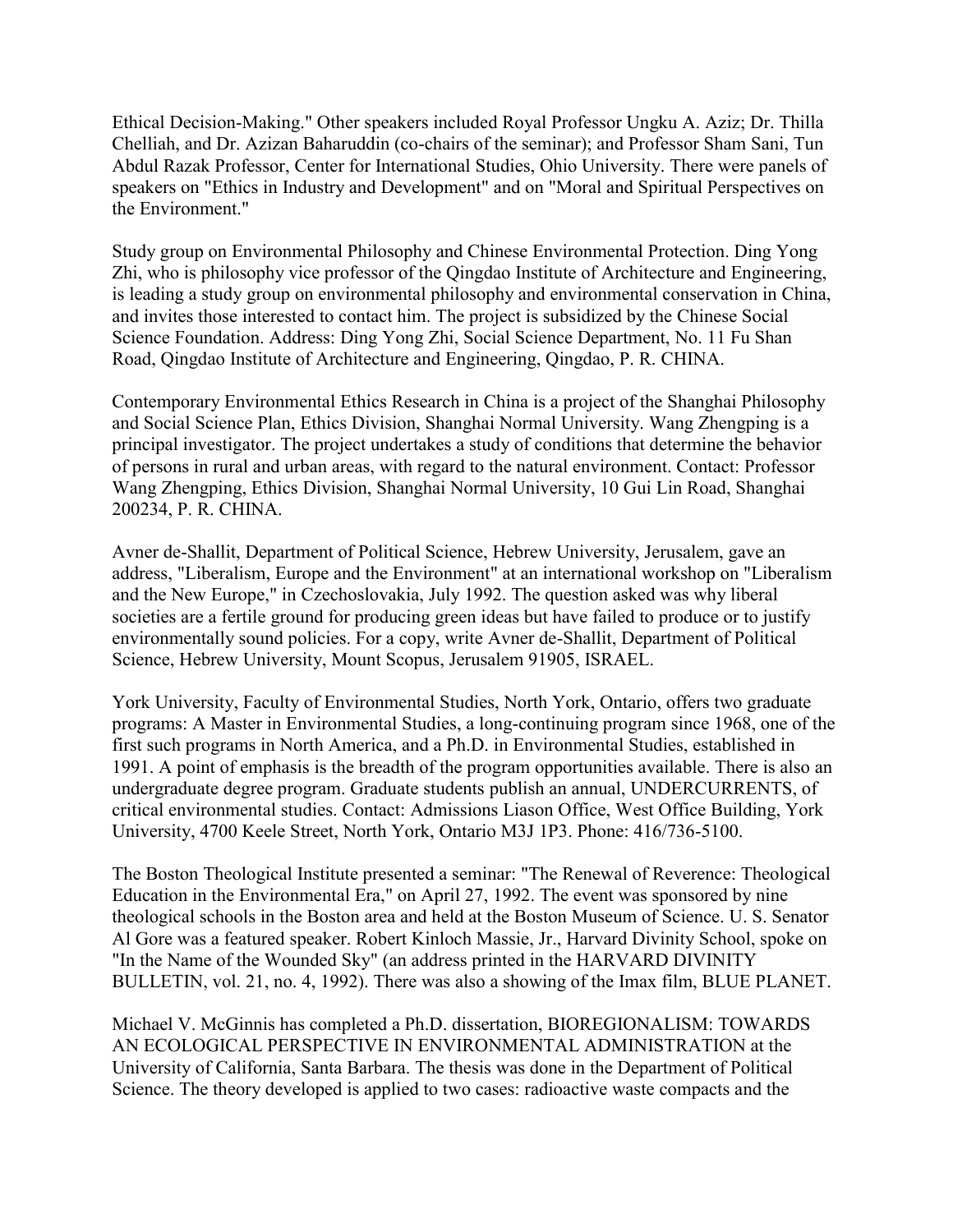Ethical Decision-Making." Other speakers included Royal Professor Ungku A. Aziz; Dr. Thilla Chelliah, and Dr. Azizan Baharuddin (co-chairs of the seminar); and Professor Sham Sani, Tun Abdul Razak Professor, Center for International Studies, Ohio University. There were panels of speakers on "Ethics in Industry and Development" and on "Moral and Spiritual Perspectives on the Environment."

Study group on Environmental Philosophy and Chinese Environmental Protection. Ding Yong Zhi, who is philosophy vice professor of the Qingdao Institute of Architecture and Engineering, is leading a study group on environmental philosophy and environmental conservation in China, and invites those interested to contact him. The project is subsidized by the Chinese Social Science Foundation. Address: Ding Yong Zhi, Social Science Department, No. 11 Fu Shan Road, Qingdao Institute of Architecture and Engineering, Qingdao, P. R. CHINA.

Contemporary Environmental Ethics Research in China is a project of the Shanghai Philosophy and Social Science Plan, Ethics Division, Shanghai Normal University. Wang Zhengping is a principal investigator. The project undertakes a study of conditions that determine the behavior of persons in rural and urban areas, with regard to the natural environment. Contact: Professor Wang Zhengping, Ethics Division, Shanghai Normal University, 10 Gui Lin Road, Shanghai 200234, P. R. CHINA.

Avner de-Shallit, Department of Political Science, Hebrew University, Jerusalem, gave an address, "Liberalism, Europe and the Environment" at an international workshop on "Liberalism and the New Europe," in Czechoslovakia, July 1992. The question asked was why liberal societies are a fertile ground for producing green ideas but have failed to produce or to justify environmentally sound policies. For a copy, write Avner de-Shallit, Department of Political Science, Hebrew University, Mount Scopus, Jerusalem 91905, ISRAEL.

York University, Faculty of Environmental Studies, North York, Ontario, offers two graduate programs: A Master in Environmental Studies, a long-continuing program since 1968, one of the first such programs in North America, and a Ph.D. in Environmental Studies, established in 1991. A point of emphasis is the breadth of the program opportunities available. There is also an undergraduate degree program. Graduate students publish an annual, UNDERCURRENTS, of critical environmental studies. Contact: Admissions Liason Office, West Office Building, York University, 4700 Keele Street, North York, Ontario M3J 1P3. Phone: 416/736-5100.

The Boston Theological Institute presented a seminar: "The Renewal of Reverence: Theological Education in the Environmental Era," on April 27, 1992. The event was sponsored by nine theological schools in the Boston area and held at the Boston Museum of Science. U. S. Senator Al Gore was a featured speaker. Robert Kinloch Massie, Jr., Harvard Divinity School, spoke on "In the Name of the Wounded Sky" (an address printed in the HARVARD DIVINITY BULLETIN, vol. 21, no. 4, 1992). There was also a showing of the Imax film, BLUE PLANET.

Michael V. McGinnis has completed a Ph.D. dissertation, BIOREGIONALISM: TOWARDS AN ECOLOGICAL PERSPECTIVE IN ENVIRONMENTAL ADMINISTRATION at the University of California, Santa Barbara. The thesis was done in the Department of Political Science. The theory developed is applied to two cases: radioactive waste compacts and the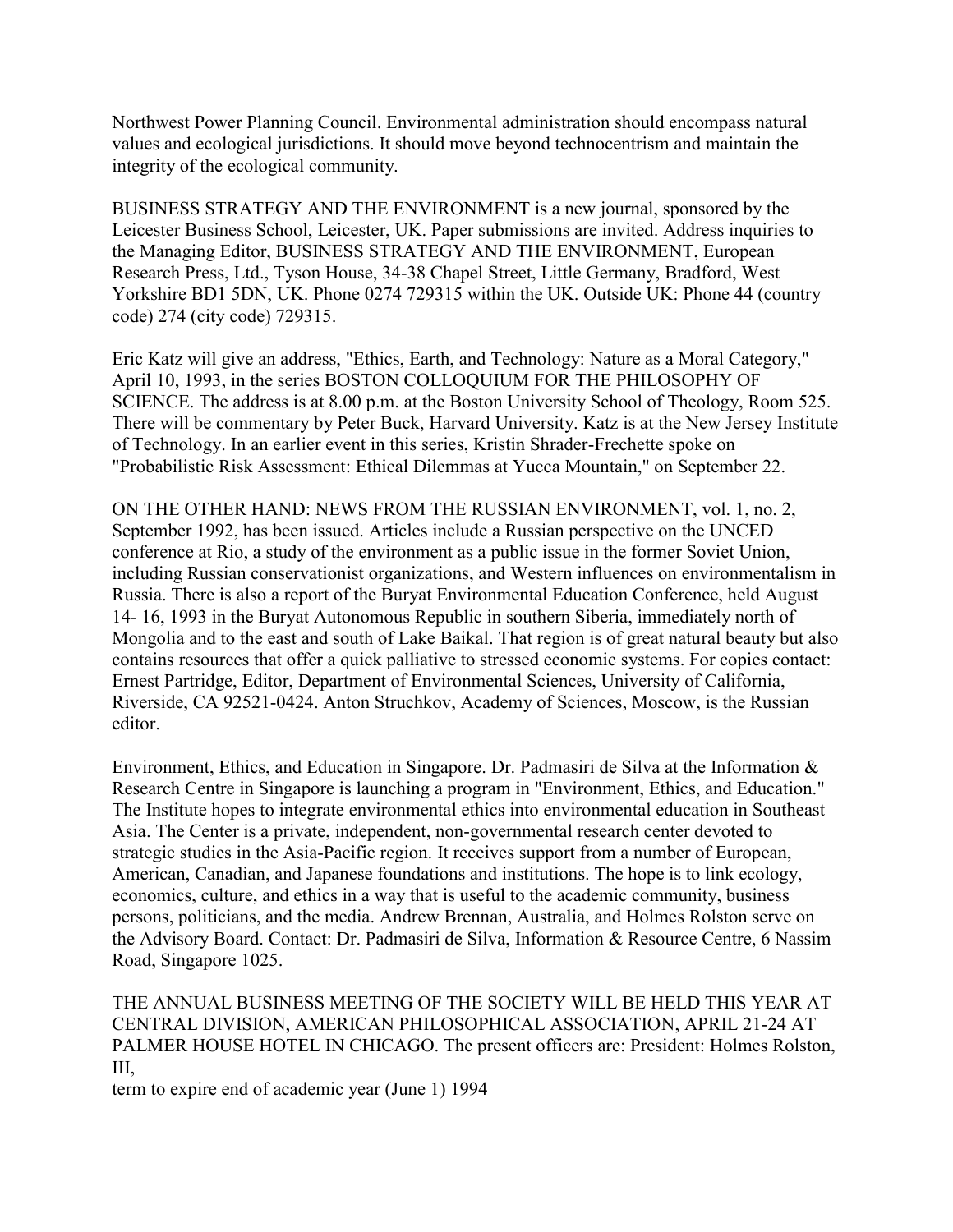Northwest Power Planning Council. Environmental administration should encompass natural values and ecological jurisdictions. It should move beyond technocentrism and maintain the integrity of the ecological community.

BUSINESS STRATEGY AND THE ENVIRONMENT is a new journal, sponsored by the Leicester Business School, Leicester, UK. Paper submissions are invited. Address inquiries to the Managing Editor, BUSINESS STRATEGY AND THE ENVIRONMENT, European Research Press, Ltd., Tyson House, 34-38 Chapel Street, Little Germany, Bradford, West Yorkshire BD1 5DN, UK. Phone 0274 729315 within the UK. Outside UK: Phone 44 (country code) 274 (city code) 729315.

Eric Katz will give an address, "Ethics, Earth, and Technology: Nature as a Moral Category," April 10, 1993, in the series BOSTON COLLOQUIUM FOR THE PHILOSOPHY OF SCIENCE. The address is at 8.00 p.m. at the Boston University School of Theology, Room 525. There will be commentary by Peter Buck, Harvard University. Katz is at the New Jersey Institute of Technology. In an earlier event in this series, Kristin Shrader-Frechette spoke on "Probabilistic Risk Assessment: Ethical Dilemmas at Yucca Mountain," on September 22.

ON THE OTHER HAND: NEWS FROM THE RUSSIAN ENVIRONMENT, vol. 1, no. 2, September 1992, has been issued. Articles include a Russian perspective on the UNCED conference at Rio, a study of the environment as a public issue in the former Soviet Union, including Russian conservationist organizations, and Western influences on environmentalism in Russia. There is also a report of the Buryat Environmental Education Conference, held August 14- 16, 1993 in the Buryat Autonomous Republic in southern Siberia, immediately north of Mongolia and to the east and south of Lake Baikal. That region is of great natural beauty but also contains resources that offer a quick palliative to stressed economic systems. For copies contact: Ernest Partridge, Editor, Department of Environmental Sciences, University of California, Riverside, CA 92521-0424. Anton Struchkov, Academy of Sciences, Moscow, is the Russian editor.

Environment, Ethics, and Education in Singapore. Dr. Padmasiri de Silva at the Information & Research Centre in Singapore is launching a program in "Environment, Ethics, and Education." The Institute hopes to integrate environmental ethics into environmental education in Southeast Asia. The Center is a private, independent, non-governmental research center devoted to strategic studies in the Asia-Pacific region. It receives support from a number of European, American, Canadian, and Japanese foundations and institutions. The hope is to link ecology, economics, culture, and ethics in a way that is useful to the academic community, business persons, politicians, and the media. Andrew Brennan, Australia, and Holmes Rolston serve on the Advisory Board. Contact: Dr. Padmasiri de Silva, Information & Resource Centre, 6 Nassim Road, Singapore 1025.

THE ANNUAL BUSINESS MEETING OF THE SOCIETY WILL BE HELD THIS YEAR AT CENTRAL DIVISION, AMERICAN PHILOSOPHICAL ASSOCIATION, APRIL 21-24 AT PALMER HOUSE HOTEL IN CHICAGO. The present officers are: President: Holmes Rolston, III,
term to expire end of academic year (June 1) 1994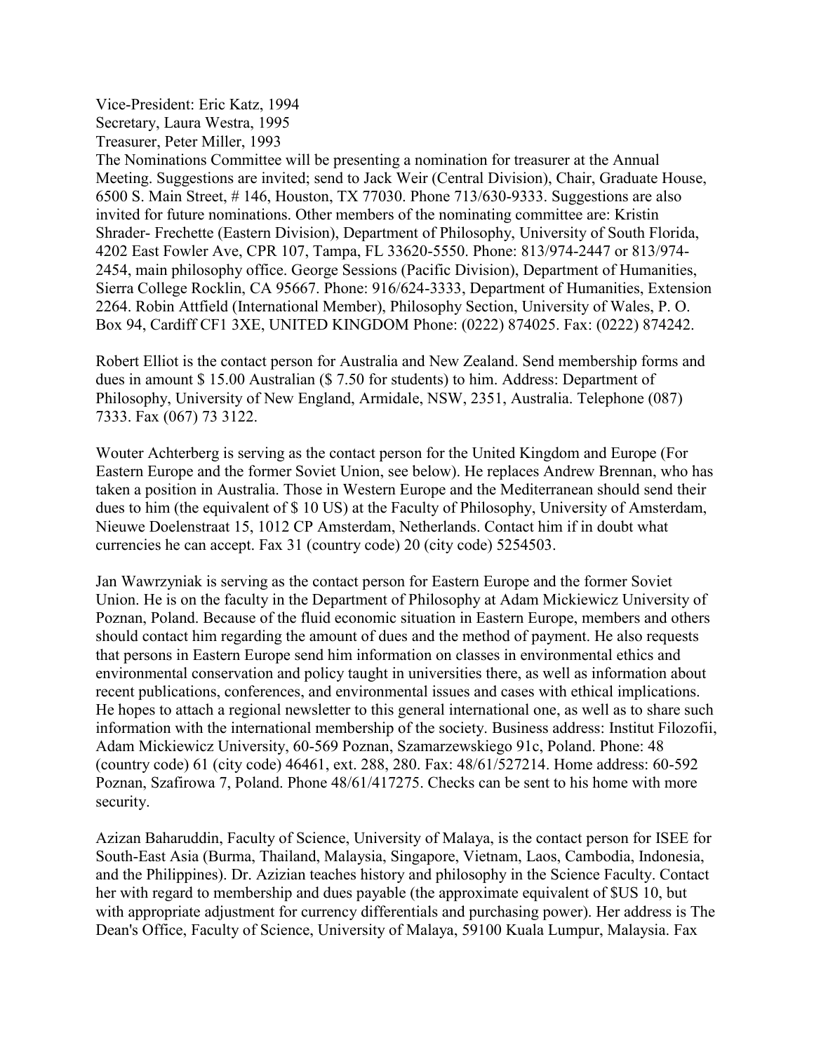Vice-President: Eric Katz, 1994
Secretary, Laura Westra, 1995
Treasurer, Peter Miller, 1993
The Nominations Committee will be presenting a nomination for treasurer at the Annual Meeting. Suggestions are invited; send to Jack Weir (Central Division), Chair, Graduate House, 6500 S. Main Street, # 146, Houston, TX 77030. Phone 713/630-9333. Suggestions are also invited for future nominations. Other members of the nominating committee are: Kristin Shrader- Frechette (Eastern Division), Department of Philosophy, University of South Florida, 4202 East Fowler Ave, CPR 107, Tampa, FL 33620-5550. Phone: 813/974-2447 or 813/974-2454, main philosophy office. George Sessions (Pacific Division), Department of Humanities, Sierra College Rocklin, CA 95667. Phone: 916/624-3333, Department of Humanities, Extension 2264. Robin Attfield (International Member), Philosophy Section, University of Wales, P. O. Box 94, Cardiff CF1 3XE, UNITED KINGDOM Phone: (0222) 874025. Fax: (0222) 874242.

Robert Elliot is the contact person for Australia and New Zealand. Send membership forms and dues in amount $ 15.00 Australian ($ 7.50 for students) to him. Address: Department of Philosophy, University of New England, Armidale, NSW, 2351, Australia. Telephone (087) 7333. Fax (067) 73 3122.

Wouter Achterberg is serving as the contact person for the United Kingdom and Europe (For Eastern Europe and the former Soviet Union, see below). He replaces Andrew Brennan, who has taken a position in Australia. Those in Western Europe and the Mediterranean should send their dues to him (the equivalent of $ 10 US) at the Faculty of Philosophy, University of Amsterdam, Nieuwe Doelenstraat 15, 1012 CP Amsterdam, Netherlands. Contact him if in doubt what currencies he can accept. Fax 31 (country code) 20 (city code) 5254503.

Jan Wawrzyniak is serving as the contact person for Eastern Europe and the former Soviet Union. He is on the faculty in the Department of Philosophy at Adam Mickiewicz University of Poznan, Poland. Because of the fluid economic situation in Eastern Europe, members and others should contact him regarding the amount of dues and the method of payment. He also requests that persons in Eastern Europe send him information on classes in environmental ethics and environmental conservation and policy taught in universities there, as well as information about recent publications, conferences, and environmental issues and cases with ethical implications. He hopes to attach a regional newsletter to this general international one, as well as to share such information with the international membership of the society. Business address: Institut Filozofii, Adam Mickiewicz University, 60-569 Poznan, Szamarzewskiego 91c, Poland. Phone: 48 (country code) 61 (city code) 46461, ext. 288, 280. Fax: 48/61/527214. Home address: 60-592 Poznan, Szafirowa 7, Poland. Phone 48/61/417275. Checks can be sent to his home with more security.

Azizan Baharuddin, Faculty of Science, University of Malaya, is the contact person for ISEE for South-East Asia (Burma, Thailand, Malaysia, Singapore, Vietnam, Laos, Cambodia, Indonesia, and the Philippines). Dr. Azizian teaches history and philosophy in the Science Faculty. Contact her with regard to membership and dues payable (the approximate equivalent of $US 10, but with appropriate adjustment for currency differentials and purchasing power). Her address is The Dean's Office, Faculty of Science, University of Malaya, 59100 Kuala Lumpur, Malaysia. Fax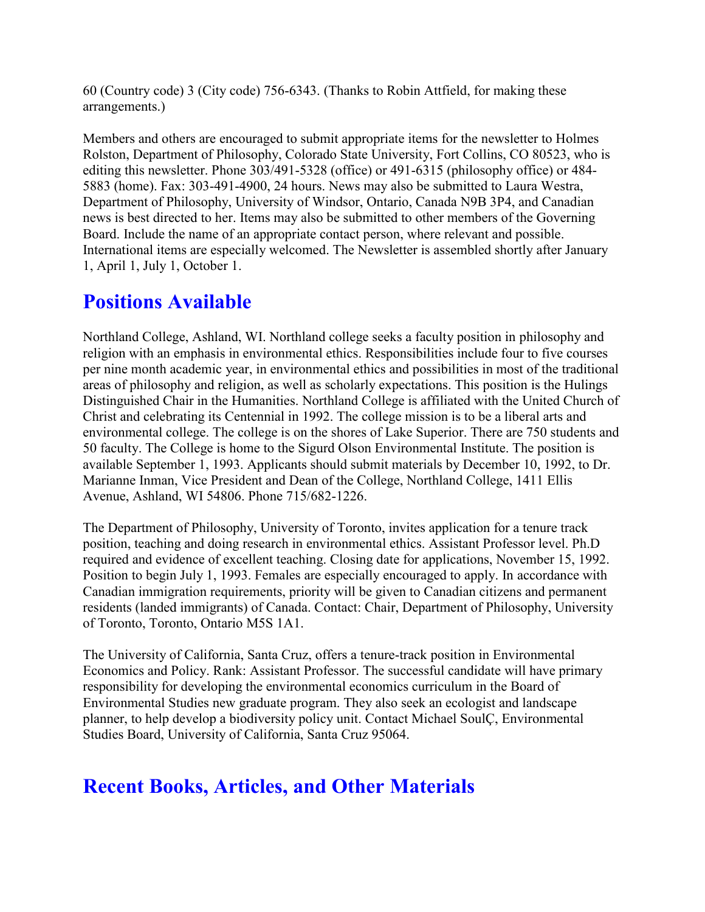60 (Country code) 3 (City code) 756-6343. (Thanks to Robin Attfield, for making these arrangements.)

Members and others are encouraged to submit appropriate items for the newsletter to Holmes Rolston, Department of Philosophy, Colorado State University, Fort Collins, CO 80523, who is editing this newsletter. Phone 303/491-5328 (office) or 491-6315 (philosophy office) or 484-5883 (home). Fax: 303-491-4900, 24 hours. News may also be submitted to Laura Westra, Department of Philosophy, University of Windsor, Ontario, Canada N9B 3P4, and Canadian news is best directed to her. Items may also be submitted to other members of the Governing Board. Include the name of an appropriate contact person, where relevant and possible. International items are especially welcomed. The Newsletter is assembled shortly after January 1, April 1, July 1, October 1.

## Positions Available

Northland College, Ashland, WI. Northland college seeks a faculty position in philosophy and religion with an emphasis in environmental ethics. Responsibilities include four to five courses per nine month academic year, in environmental ethics and possibilities in most of the traditional areas of philosophy and religion, as well as scholarly expectations. This position is the Hulings Distinguished Chair in the Humanities. Northland College is affiliated with the United Church of Christ and celebrating its Centennial in 1992. The college mission is to be a liberal arts and environmental college. The college is on the shores of Lake Superior. There are 750 students and 50 faculty. The College is home to the Sigurd Olson Environmental Institute. The position is available September 1, 1993. Applicants should submit materials by December 10, 1992, to Dr. Marianne Inman, Vice President and Dean of the College, Northland College, 1411 Ellis Avenue, Ashland, WI 54806. Phone 715/682-1226.

The Department of Philosophy, University of Toronto, invites application for a tenure track position, teaching and doing research in environmental ethics. Assistant Professor level. Ph.D required and evidence of excellent teaching. Closing date for applications, November 15, 1992. Position to begin July 1, 1993. Females are especially encouraged to apply. In accordance with Canadian immigration requirements, priority will be given to Canadian citizens and permanent residents (landed immigrants) of Canada. Contact: Chair, Department of Philosophy, University of Toronto, Toronto, Ontario M5S 1A1.

The University of California, Santa Cruz, offers a tenure-track position in Environmental Economics and Policy. Rank: Assistant Professor. The successful candidate will have primary responsibility for developing the environmental economics curriculum in the Board of Environmental Studies new graduate program. They also seek an ecologist and landscape planner, to help develop a biodiversity policy unit. Contact Michael SoulÇ, Environmental Studies Board, University of California, Santa Cruz 95064.

## Recent Books, Articles, and Other Materials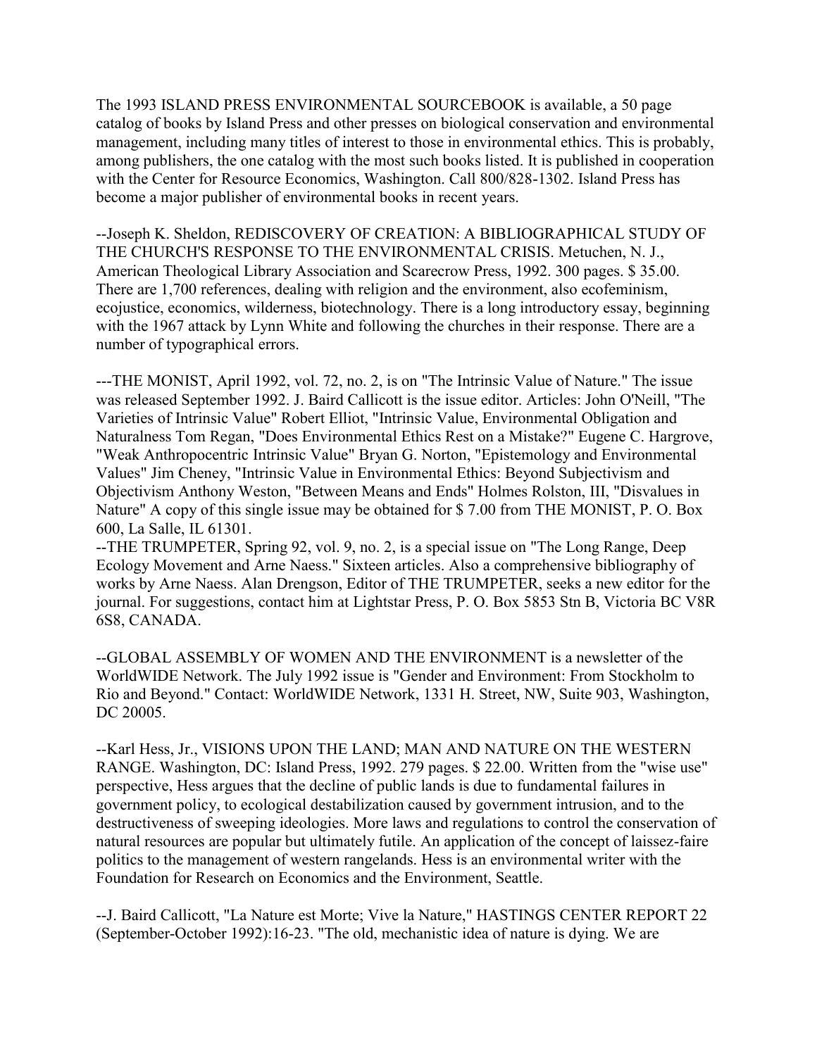The 1993 ISLAND PRESS ENVIRONMENTAL SOURCEBOOK is available, a 50 page catalog of books by Island Press and other presses on biological conservation and environmental management, including many titles of interest to those in environmental ethics. This is probably, among publishers, the one catalog with the most such books listed. It is published in cooperation with the Center for Resource Economics, Washington. Call 800/828-1302. Island Press has become a major publisher of environmental books in recent years.

--Joseph K. Sheldon, REDISCOVERY OF CREATION: A BIBLIOGRAPHICAL STUDY OF THE CHURCH'S RESPONSE TO THE ENVIRONMENTAL CRISIS. Metuchen, N. J., American Theological Library Association and Scarecrow Press, 1992. 300 pages. $ 35.00. There are 1,700 references, dealing with religion and the environment, also ecofeminism, ecojustice, economics, wilderness, biotechnology. There is a long introductory essay, beginning with the 1967 attack by Lynn White and following the churches in their response. There are a number of typographical errors.

---THE MONIST, April 1992, vol. 72, no. 2, is on "The Intrinsic Value of Nature." The issue was released September 1992. J. Baird Callicott is the issue editor. Articles: John O'Neill, "The Varieties of Intrinsic Value" Robert Elliot, "Intrinsic Value, Environmental Obligation and Naturalness Tom Regan, "Does Environmental Ethics Rest on a Mistake?" Eugene C. Hargrove, "Weak Anthropocentric Intrinsic Value" Bryan G. Norton, "Epistemology and Environmental Values" Jim Cheney, "Intrinsic Value in Environmental Ethics: Beyond Subjectivism and Objectivism Anthony Weston, "Between Means and Ends" Holmes Rolston, III, "Disvalues in Nature" A copy of this single issue may be obtained for $ 7.00 from THE MONIST, P. O. Box 600, La Salle, IL 61301.

--THE TRUMPETER, Spring 92, vol. 9, no. 2, is a special issue on "The Long Range, Deep Ecology Movement and Arne Naess." Sixteen articles. Also a comprehensive bibliography of works by Arne Naess. Alan Drengson, Editor of THE TRUMPETER, seeks a new editor for the journal. For suggestions, contact him at Lightstar Press, P. O. Box 5853 Stn B, Victoria BC V8R 6S8, CANADA.

--GLOBAL ASSEMBLY OF WOMEN AND THE ENVIRONMENT is a newsletter of the WorldWIDE Network. The July 1992 issue is "Gender and Environment: From Stockholm to Rio and Beyond." Contact: WorldWIDE Network, 1331 H. Street, NW, Suite 903, Washington, DC 20005.

--Karl Hess, Jr., VISIONS UPON THE LAND; MAN AND NATURE ON THE WESTERN RANGE. Washington, DC: Island Press, 1992. 279 pages. $ 22.00. Written from the "wise use" perspective, Hess argues that the decline of public lands is due to fundamental failures in government policy, to ecological destabilization caused by government intrusion, and to the destructiveness of sweeping ideologies. More laws and regulations to control the conservation of natural resources are popular but ultimately futile. An application of the concept of laissez-faire politics to the management of western rangelands. Hess is an environmental writer with the Foundation for Research on Economics and the Environment, Seattle.

--J. Baird Callicott, "La Nature est Morte; Vive la Nature," HASTINGS CENTER REPORT 22 (September-October 1992):16-23. "The old, mechanistic idea of nature is dying. We are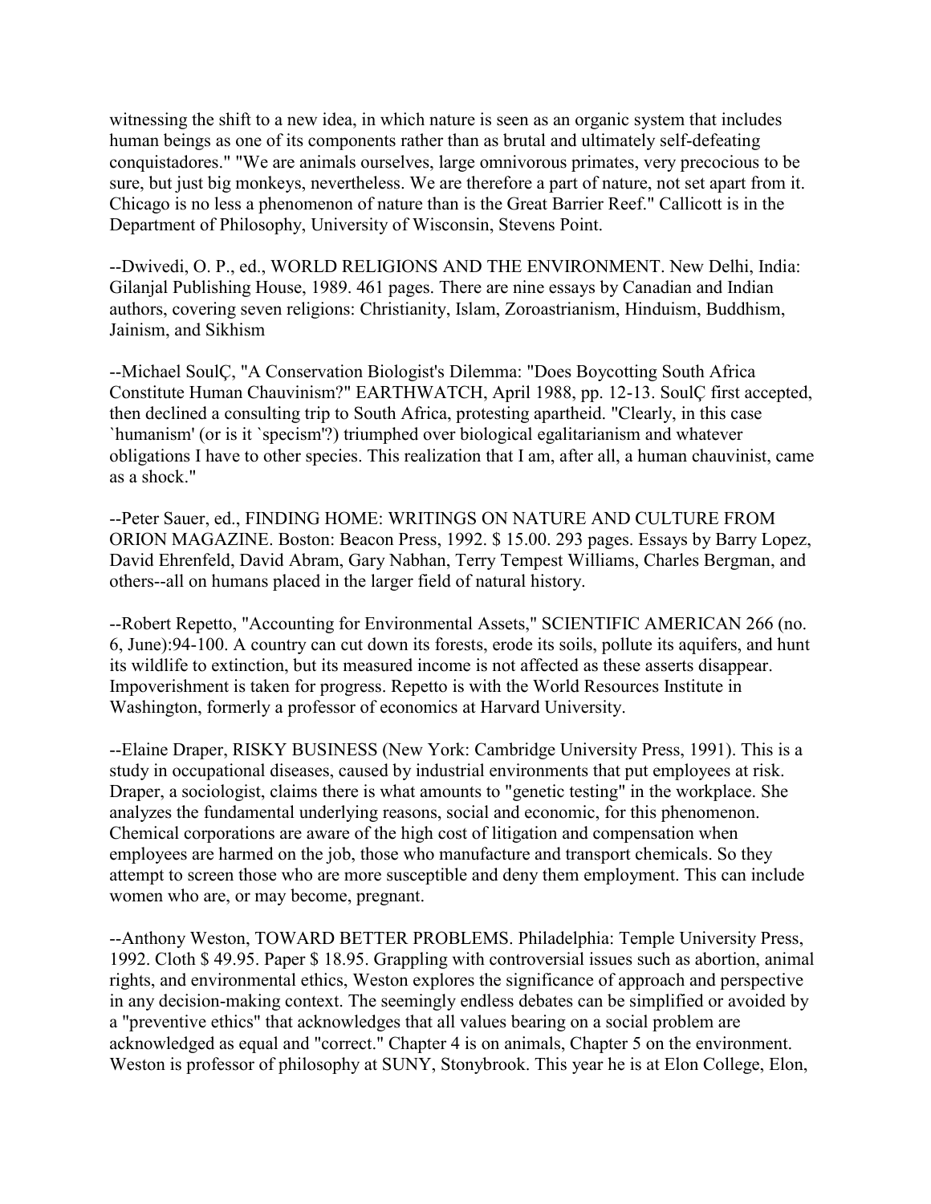witnessing the shift to a new idea, in which nature is seen as an organic system that includes human beings as one of its components rather than as brutal and ultimately self-defeating conquistadores." "We are animals ourselves, large omnivorous primates, very precocious to be sure, but just big monkeys, nevertheless. We are therefore a part of nature, not set apart from it. Chicago is no less a phenomenon of nature than is the Great Barrier Reef." Callicott is in the Department of Philosophy, University of Wisconsin, Stevens Point.

--Dwivedi, O. P., ed., WORLD RELIGIONS AND THE ENVIRONMENT. New Delhi, India: Gilanjal Publishing House, 1989. 461 pages. There are nine essays by Canadian and Indian authors, covering seven religions: Christianity, Islam, Zoroastrianism, Hinduism, Buddhism, Jainism, and Sikhism

--Michael SoulÇ, "A Conservation Biologist's Dilemma: "Does Boycotting South Africa Constitute Human Chauvinism?" EARTHWATCH, April 1988, pp. 12-13. SoulÇ first accepted, then declined a consulting trip to South Africa, protesting apartheid. "Clearly, in this case `humanism' (or is it `specism'?) triumphed over biological egalitarianism and whatever obligations I have to other species. This realization that I am, after all, a human chauvinist, came as a shock."

--Peter Sauer, ed., FINDING HOME: WRITINGS ON NATURE AND CULTURE FROM ORION MAGAZINE. Boston: Beacon Press, 1992. $ 15.00. 293 pages. Essays by Barry Lopez, David Ehrenfeld, David Abram, Gary Nabhan, Terry Tempest Williams, Charles Bergman, and others--all on humans placed in the larger field of natural history.

--Robert Repetto, "Accounting for Environmental Assets," SCIENTIFIC AMERICAN 266 (no. 6, June):94-100. A country can cut down its forests, erode its soils, pollute its aquifers, and hunt its wildlife to extinction, but its measured income is not affected as these asserts disappear. Impoverishment is taken for progress. Repetto is with the World Resources Institute in Washington, formerly a professor of economics at Harvard University.

--Elaine Draper, RISKY BUSINESS (New York: Cambridge University Press, 1991). This is a study in occupational diseases, caused by industrial environments that put employees at risk. Draper, a sociologist, claims there is what amounts to "genetic testing" in the workplace. She analyzes the fundamental underlying reasons, social and economic, for this phenomenon. Chemical corporations are aware of the high cost of litigation and compensation when employees are harmed on the job, those who manufacture and transport chemicals. So they attempt to screen those who are more susceptible and deny them employment. This can include women who are, or may become, pregnant.

--Anthony Weston, TOWARD BETTER PROBLEMS. Philadelphia: Temple University Press, 1992. Cloth $ 49.95. Paper $ 18.95. Grappling with controversial issues such as abortion, animal rights, and environmental ethics, Weston explores the significance of approach and perspective in any decision-making context. The seemingly endless debates can be simplified or avoided by a "preventive ethics" that acknowledges that all values bearing on a social problem are acknowledged as equal and "correct." Chapter 4 is on animals, Chapter 5 on the environment. Weston is professor of philosophy at SUNY, Stonybrook. This year he is at Elon College, Elon,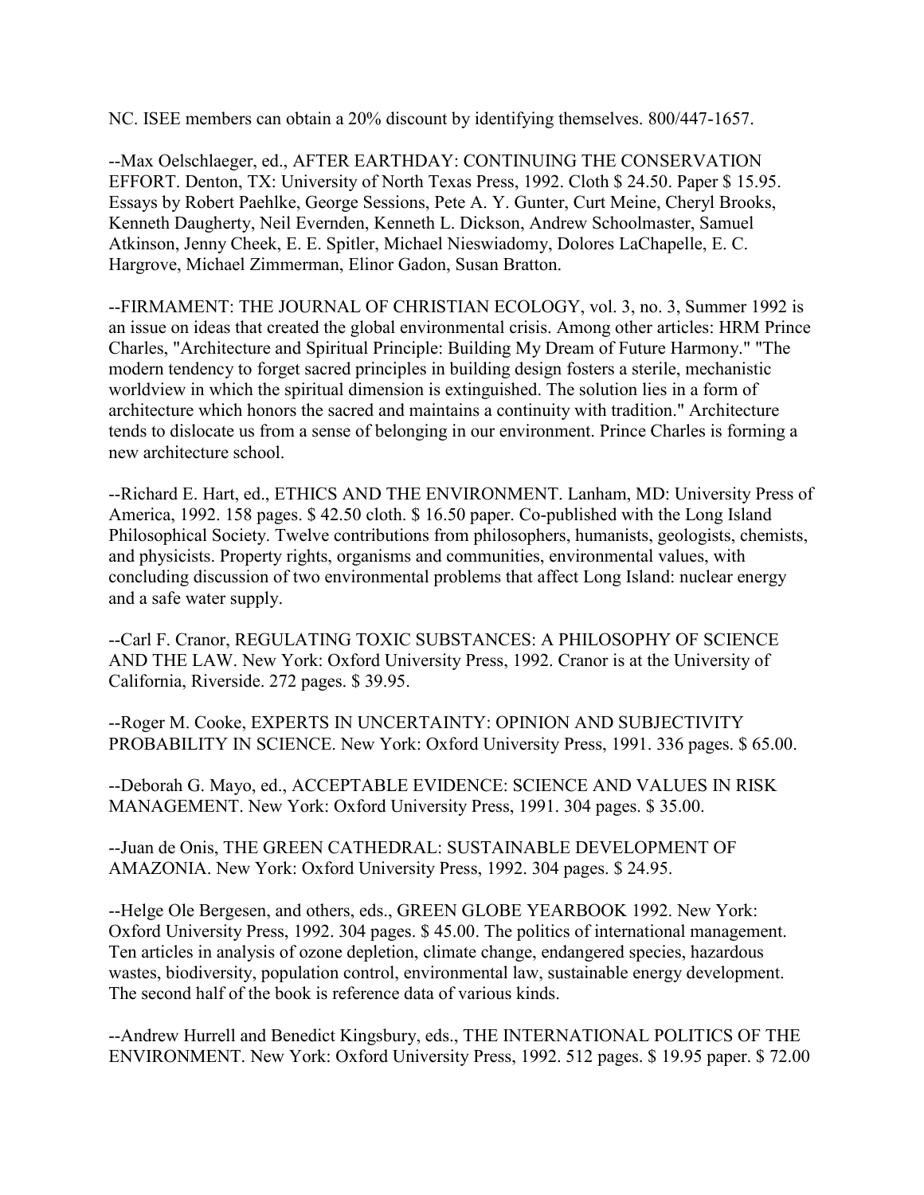NC. ISEE members can obtain a 20% discount by identifying themselves. 800/447-1657.

--Max Oelschlaeger, ed., AFTER EARTHDAY: CONTINUING THE CONSERVATION EFFORT. Denton, TX: University of North Texas Press, 1992. Cloth $ 24.50. Paper $ 15.95. Essays by Robert Paehlke, George Sessions, Pete A. Y. Gunter, Curt Meine, Cheryl Brooks, Kenneth Daugherty, Neil Evernden, Kenneth L. Dickson, Andrew Schoolmaster, Samuel Atkinson, Jenny Cheek, E. E. Spitler, Michael Nieswiadomy, Dolores LaChapelle, E. C. Hargrove, Michael Zimmerman, Elinor Gadon, Susan Bratton.

--FIRMAMENT: THE JOURNAL OF CHRISTIAN ECOLOGY, vol. 3, no. 3, Summer 1992 is an issue on ideas that created the global environmental crisis. Among other articles: HRM Prince Charles, "Architecture and Spiritual Principle: Building My Dream of Future Harmony." "The modern tendency to forget sacred principles in building design fosters a sterile, mechanistic worldview in which the spiritual dimension is extinguished. The solution lies in a form of architecture which honors the sacred and maintains a continuity with tradition." Architecture tends to dislocate us from a sense of belonging in our environment. Prince Charles is forming a new architecture school.

--Richard E. Hart, ed., ETHICS AND THE ENVIRONMENT. Lanham, MD: University Press of America, 1992. 158 pages. $ 42.50 cloth. $ 16.50 paper. Co-published with the Long Island Philosophical Society. Twelve contributions from philosophers, humanists, geologists, chemists, and physicists. Property rights, organisms and communities, environmental values, with concluding discussion of two environmental problems that affect Long Island: nuclear energy and a safe water supply.

--Carl F. Cranor, REGULATING TOXIC SUBSTANCES: A PHILOSOPHY OF SCIENCE AND THE LAW. New York: Oxford University Press, 1992. Cranor is at the University of California, Riverside. 272 pages. $ 39.95.

--Roger M. Cooke, EXPERTS IN UNCERTAINTY: OPINION AND SUBJECTIVITY PROBABILITY IN SCIENCE. New York: Oxford University Press, 1991. 336 pages. $ 65.00.

--Deborah G. Mayo, ed., ACCEPTABLE EVIDENCE: SCIENCE AND VALUES IN RISK MANAGEMENT. New York: Oxford University Press, 1991. 304 pages. $ 35.00.

--Juan de Onis, THE GREEN CATHEDRAL: SUSTAINABLE DEVELOPMENT OF AMAZONIA. New York: Oxford University Press, 1992. 304 pages. $ 24.95.

--Helge Ole Bergesen, and others, eds., GREEN GLOBE YEARBOOK 1992. New York: Oxford University Press, 1992. 304 pages. $ 45.00. The politics of international management. Ten articles in analysis of ozone depletion, climate change, endangered species, hazardous wastes, biodiversity, population control, environmental law, sustainable energy development. The second half of the book is reference data of various kinds.

--Andrew Hurrell and Benedict Kingsbury, eds., THE INTERNATIONAL POLITICS OF THE ENVIRONMENT. New York: Oxford University Press, 1992. 512 pages. $ 19.95 paper. $ 72.00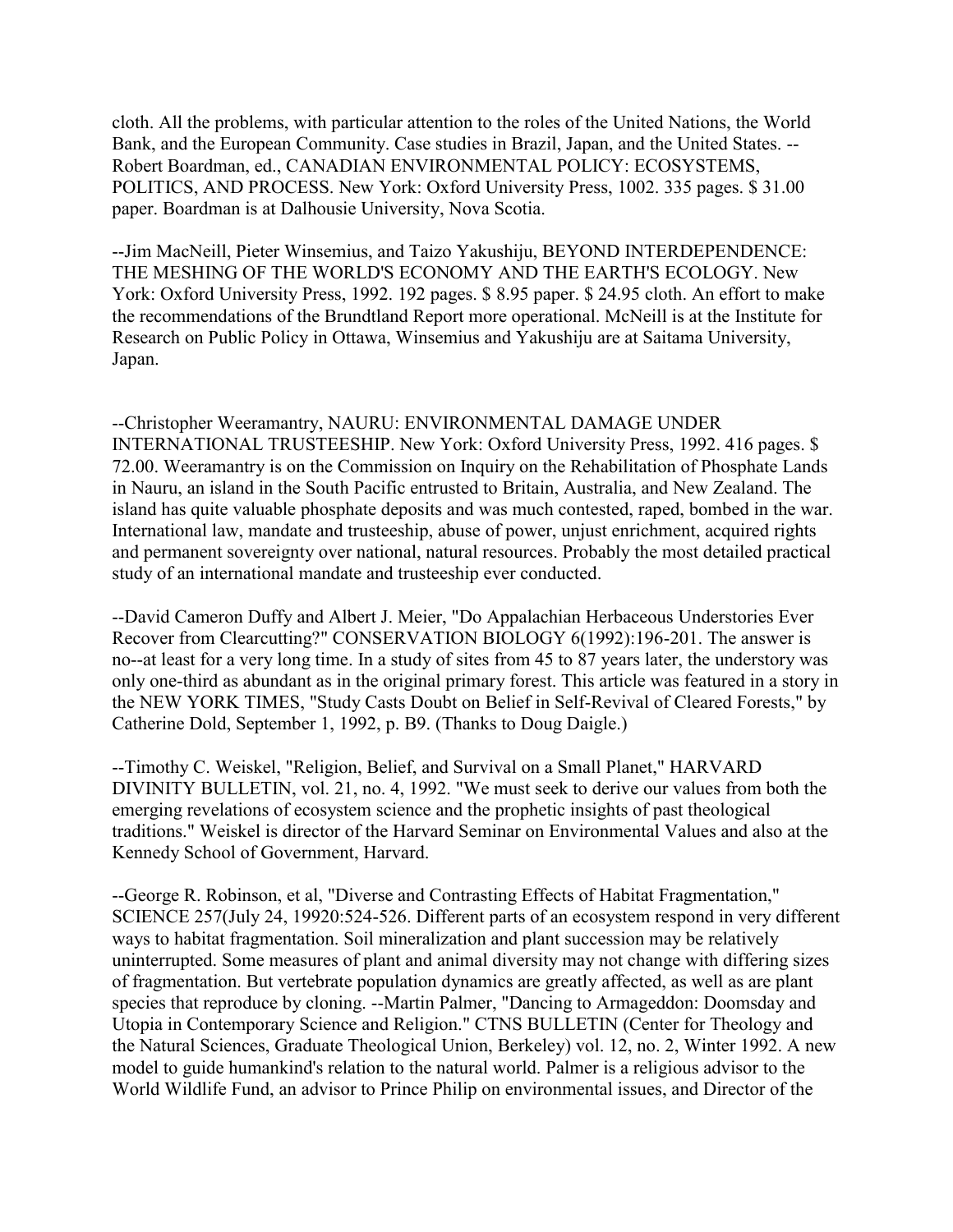cloth. All the problems, with particular attention to the roles of the United Nations, the World Bank, and the European Community. Case studies in Brazil, Japan, and the United States. --Robert Boardman, ed., CANADIAN ENVIRONMENTAL POLICY: ECOSYSTEMS, POLITICS, AND PROCESS. New York: Oxford University Press, 1002. 335 pages. $ 31.00 paper. Boardman is at Dalhousie University, Nova Scotia.

--Jim MacNeill, Pieter Winsemius, and Taizo Yakushiju, BEYOND INTERDEPENDENCE: THE MESHING OF THE WORLD'S ECONOMY AND THE EARTH'S ECOLOGY. New York: Oxford University Press, 1992. 192 pages. $ 8.95 paper. $ 24.95 cloth. An effort to make the recommendations of the Brundtland Report more operational. McNeill is at the Institute for Research on Public Policy in Ottawa, Winsemius and Yakushiju are at Saitama University, Japan.

--Christopher Weeramantry, NAURU: ENVIRONMENTAL DAMAGE UNDER INTERNATIONAL TRUSTEESHIP. New York: Oxford University Press, 1992. 416 pages. $ 72.00. Weeramantry is on the Commission on Inquiry on the Rehabilitation of Phosphate Lands in Nauru, an island in the South Pacific entrusted to Britain, Australia, and New Zealand. The island has quite valuable phosphate deposits and was much contested, raped, bombed in the war. International law, mandate and trusteeship, abuse of power, unjust enrichment, acquired rights and permanent sovereignty over national, natural resources. Probably the most detailed practical study of an international mandate and trusteeship ever conducted.

--David Cameron Duffy and Albert J. Meier, "Do Appalachian Herbaceous Understories Ever Recover from Clearcutting?" CONSERVATION BIOLOGY 6(1992):196-201. The answer is no--at least for a very long time. In a study of sites from 45 to 87 years later, the understory was only one-third as abundant as in the original primary forest. This article was featured in a story in the NEW YORK TIMES, "Study Casts Doubt on Belief in Self-Revival of Cleared Forests," by Catherine Dold, September 1, 1992, p. B9. (Thanks to Doug Daigle.)

--Timothy C. Weiskel, "Religion, Belief, and Survival on a Small Planet," HARVARD DIVINITY BULLETIN, vol. 21, no. 4, 1992. "We must seek to derive our values from both the emerging revelations of ecosystem science and the prophetic insights of past theological traditions." Weiskel is director of the Harvard Seminar on Environmental Values and also at the Kennedy School of Government, Harvard.

--George R. Robinson, et al, "Diverse and Contrasting Effects of Habitat Fragmentation," SCIENCE 257(July 24, 19920:524-526. Different parts of an ecosystem respond in very different ways to habitat fragmentation. Soil mineralization and plant succession may be relatively uninterrupted. Some measures of plant and animal diversity may not change with differing sizes of fragmentation. But vertebrate population dynamics are greatly affected, as well as are plant species that reproduce by cloning. --Martin Palmer, "Dancing to Armageddon: Doomsday and Utopia in Contemporary Science and Religion." CTNS BULLETIN (Center for Theology and the Natural Sciences, Graduate Theological Union, Berkeley) vol. 12, no. 2, Winter 1992. A new model to guide humankind's relation to the natural world. Palmer is a religious advisor to the World Wildlife Fund, an advisor to Prince Philip on environmental issues, and Director of the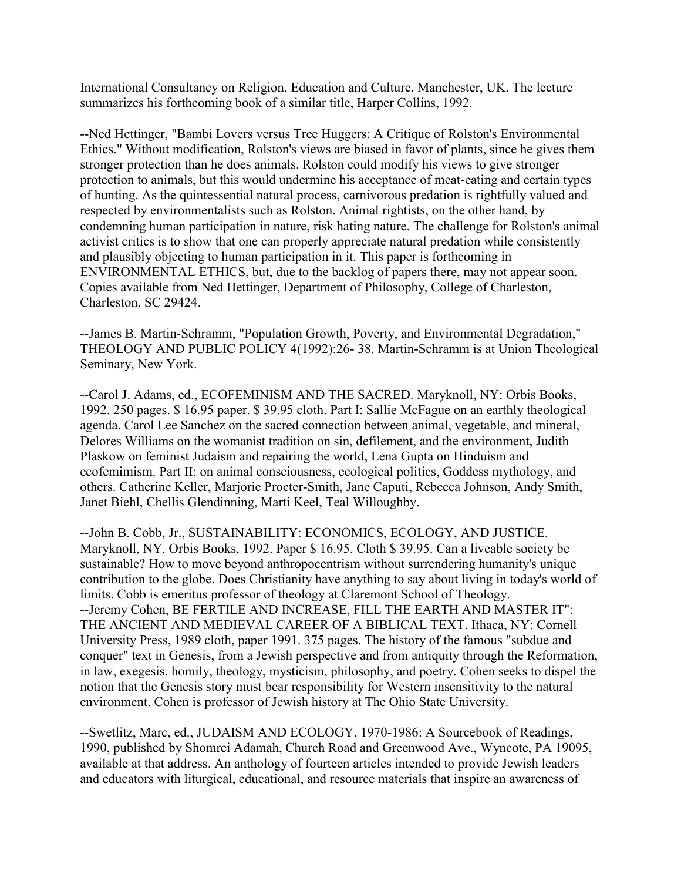International Consultancy on Religion, Education and Culture, Manchester, UK. The lecture summarizes his forthcoming book of a similar title, Harper Collins, 1992.

--Ned Hettinger, "Bambi Lovers versus Tree Huggers: A Critique of Rolston's Environmental Ethics." Without modification, Rolston's views are biased in favor of plants, since he gives them stronger protection than he does animals. Rolston could modify his views to give stronger protection to animals, but this would undermine his acceptance of meat-eating and certain types of hunting. As the quintessential natural process, carnivorous predation is rightfully valued and respected by environmentalists such as Rolston. Animal rightists, on the other hand, by condemning human participation in nature, risk hating nature. The challenge for Rolston's animal activist critics is to show that one can properly appreciate natural predation while consistently and plausibly objecting to human participation in it. This paper is forthcoming in ENVIRONMENTAL ETHICS, but, due to the backlog of papers there, may not appear soon. Copies available from Ned Hettinger, Department of Philosophy, College of Charleston, Charleston, SC 29424.

--James B. Martin-Schramm, "Population Growth, Poverty, and Environmental Degradation," THEOLOGY AND PUBLIC POLICY 4(1992):26- 38. Martin-Schramm is at Union Theological Seminary, New York.

--Carol J. Adams, ed., ECOFEMINISM AND THE SACRED. Maryknoll, NY: Orbis Books, 1992. 250 pages. $ 16.95 paper. $ 39.95 cloth. Part I: Sallie McFague on an earthly theological agenda, Carol Lee Sanchez on the sacred connection between animal, vegetable, and mineral, Delores Williams on the womanist tradition on sin, defilement, and the environment, Judith Plaskow on feminist Judaism and repairing the world, Lena Gupta on Hinduism and ecofemimism. Part II: on animal consciousness, ecological politics, Goddess mythology, and others. Catherine Keller, Marjorie Procter-Smith, Jane Caputi, Rebecca Johnson, Andy Smith, Janet Biehl, Chellis Glendinning, Marti Keel, Teal Willoughby.

--John B. Cobb, Jr., SUSTAINABILITY: ECONOMICS, ECOLOGY, AND JUSTICE. Maryknoll, NY. Orbis Books, 1992. Paper $ 16.95. Cloth $ 39.95. Can a liveable society be sustainable? How to move beyond anthropocentrism without surrendering humanity's unique contribution to the globe. Does Christianity have anything to say about living in today's world of limits. Cobb is emeritus professor of theology at Claremont School of Theology.

--Jeremy Cohen, BE FERTILE AND INCREASE, FILL THE EARTH AND MASTER IT": THE ANCIENT AND MEDIEVAL CAREER OF A BIBLICAL TEXT. Ithaca, NY: Cornell University Press, 1989 cloth, paper 1991. 375 pages. The history of the famous "subdue and conquer" text in Genesis, from a Jewish perspective and from antiquity through the Reformation, in law, exegesis, homily, theology, mysticism, philosophy, and poetry. Cohen seeks to dispel the notion that the Genesis story must bear responsibility for Western insensitivity to the natural environment. Cohen is professor of Jewish history at The Ohio State University.

--Swetlitz, Marc, ed., JUDAISM AND ECOLOGY, 1970-1986: A Sourcebook of Readings, 1990, published by Shomrei Adamah, Church Road and Greenwood Ave., Wyncote, PA 19095, available at that address. An anthology of fourteen articles intended to provide Jewish leaders and educators with liturgical, educational, and resource materials that inspire an awareness of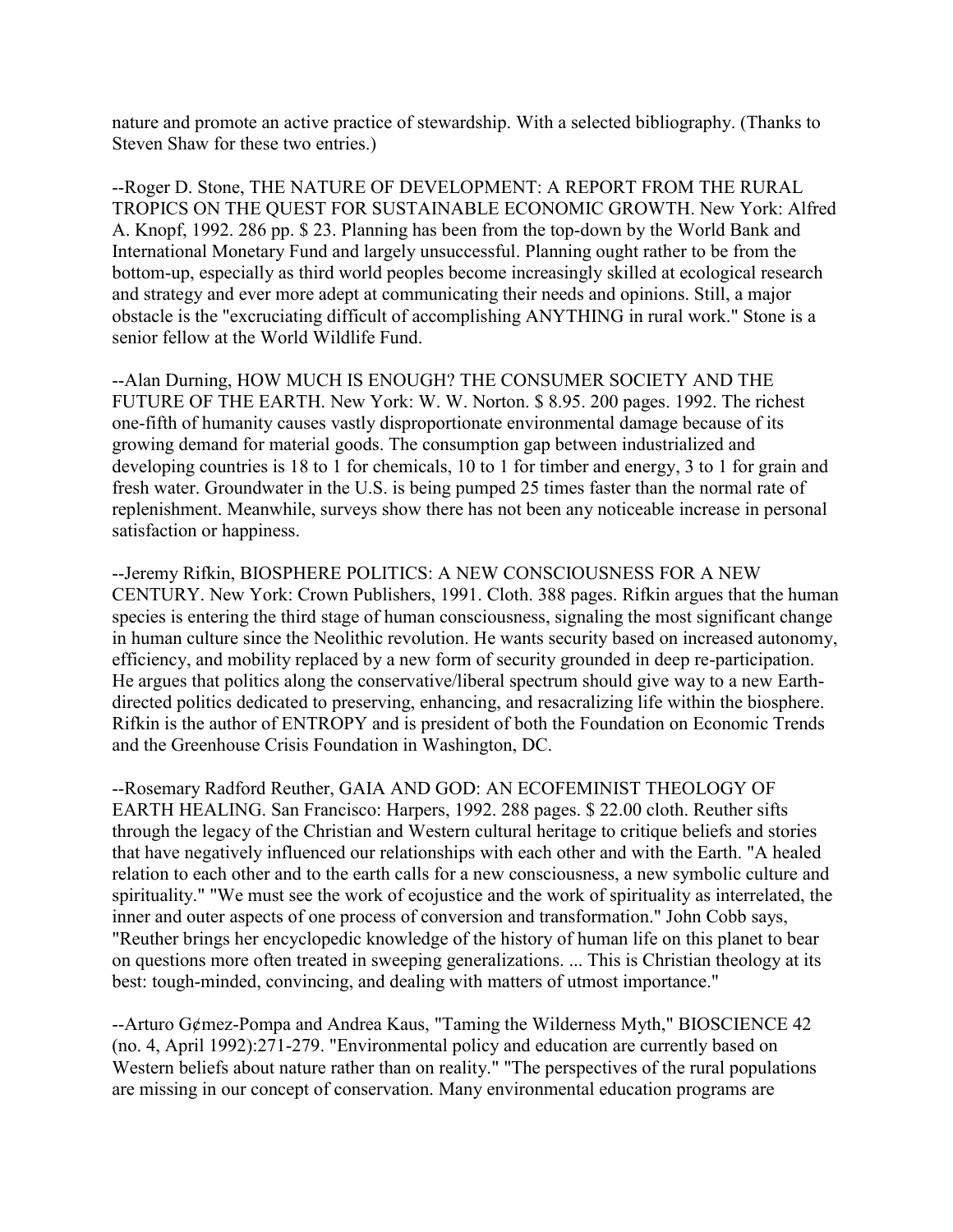nature and promote an active practice of stewardship. With a selected bibliography. (Thanks to Steven Shaw for these two entries.)

--Roger D. Stone, THE NATURE OF DEVELOPMENT: A REPORT FROM THE RURAL TROPICS ON THE QUEST FOR SUSTAINABLE ECONOMIC GROWTH. New York: Alfred A. Knopf, 1992. 286 pp. $ 23. Planning has been from the top-down by the World Bank and International Monetary Fund and largely unsuccessful. Planning ought rather to be from the bottom-up, especially as third world peoples become increasingly skilled at ecological research and strategy and ever more adept at communicating their needs and opinions. Still, a major obstacle is the "excruciating difficult of accomplishing ANYTHING in rural work." Stone is a senior fellow at the World Wildlife Fund.

--Alan Durning, HOW MUCH IS ENOUGH? THE CONSUMER SOCIETY AND THE FUTURE OF THE EARTH. New York: W. W. Norton. $ 8.95. 200 pages. 1992. The richest one-fifth of humanity causes vastly disproportionate environmental damage because of its growing demand for material goods. The consumption gap between industrialized and developing countries is 18 to 1 for chemicals, 10 to 1 for timber and energy, 3 to 1 for grain and fresh water. Groundwater in the U.S. is being pumped 25 times faster than the normal rate of replenishment. Meanwhile, surveys show there has not been any noticeable increase in personal satisfaction or happiness.

--Jeremy Rifkin, BIOSPHERE POLITICS: A NEW CONSCIOUSNESS FOR A NEW CENTURY. New York: Crown Publishers, 1991. Cloth. 388 pages. Rifkin argues that the human species is entering the third stage of human consciousness, signaling the most significant change in human culture since the Neolithic revolution. He wants security based on increased autonomy, efficiency, and mobility replaced by a new form of security grounded in deep re-participation. He argues that politics along the conservative/liberal spectrum should give way to a new Earth-directed politics dedicated to preserving, enhancing, and resacralizing life within the biosphere. Rifkin is the author of ENTROPY and is president of both the Foundation on Economic Trends and the Greenhouse Crisis Foundation in Washington, DC.

--Rosemary Radford Reuther, GAIA AND GOD: AN ECOFEMINIST THEOLOGY OF EARTH HEALING. San Francisco: Harpers, 1992. 288 pages. $ 22.00 cloth. Reuther sifts through the legacy of the Christian and Western cultural heritage to critique beliefs and stories that have negatively influenced our relationships with each other and with the Earth. "A healed relation to each other and to the earth calls for a new consciousness, a new symbolic culture and spirituality." "We must see the work of ecojustice and the work of spirituality as interrelated, the inner and outer aspects of one process of conversion and transformation." John Cobb says, "Reuther brings her encyclopedic knowledge of the history of human life on this planet to bear on questions more often treated in sweeping generalizations. ... This is Christian theology at its best: tough-minded, convincing, and dealing with matters of utmost importance."

--Arturo G¢mez-Pompa and Andrea Kaus, "Taming the Wilderness Myth," BIOSCIENCE 42 (no. 4, April 1992):271-279. "Environmental policy and education are currently based on Western beliefs about nature rather than on reality." "The perspectives of the rural populations are missing in our concept of conservation. Many environmental education programs are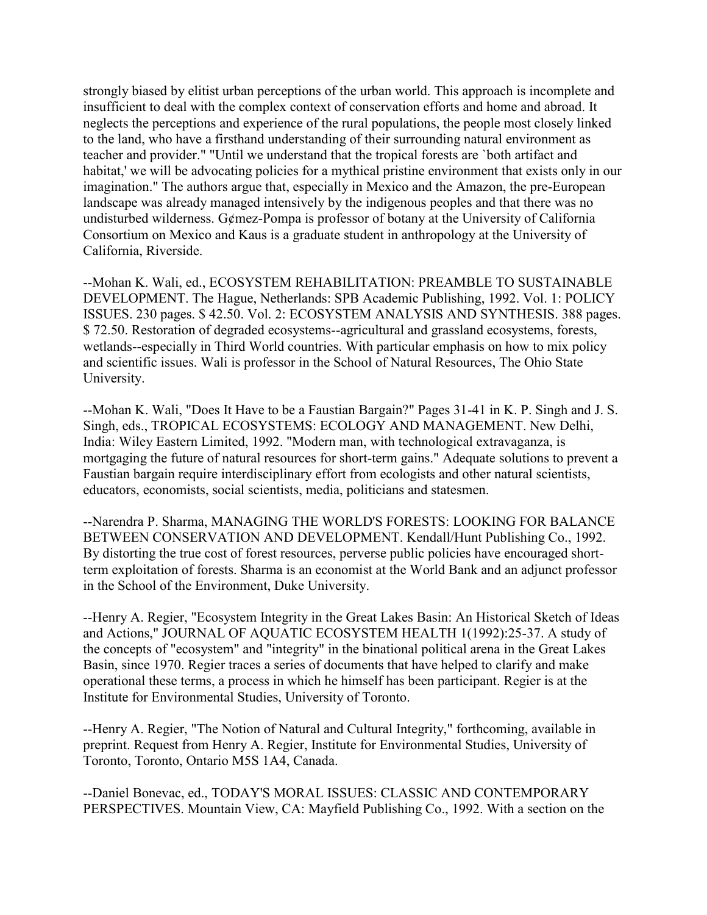strongly biased by elitist urban perceptions of the urban world. This approach is incomplete and insufficient to deal with the complex context of conservation efforts and home and abroad. It neglects the perceptions and experience of the rural populations, the people most closely linked to the land, who have a firsthand understanding of their surrounding natural environment as teacher and provider." "Until we understand that the tropical forests are `both artifact and habitat,' we will be advocating policies for a mythical pristine environment that exists only in our imagination." The authors argue that, especially in Mexico and the Amazon, the pre-European landscape was already managed intensively by the indigenous peoples and that there was no undisturbed wilderness. G¢mez-Pompa is professor of botany at the University of California Consortium on Mexico and Kaus is a graduate student in anthropology at the University of California, Riverside.

--Mohan K. Wali, ed., ECOSYSTEM REHABILITATION: PREAMBLE TO SUSTAINABLE DEVELOPMENT. The Hague, Netherlands: SPB Academic Publishing, 1992. Vol. 1: POLICY ISSUES. 230 pages. $ 42.50. Vol. 2: ECOSYSTEM ANALYSIS AND SYNTHESIS. 388 pages. $ 72.50. Restoration of degraded ecosystems--agricultural and grassland ecosystems, forests, wetlands--especially in Third World countries. With particular emphasis on how to mix policy and scientific issues. Wali is professor in the School of Natural Resources, The Ohio State University.

--Mohan K. Wali, "Does It Have to be a Faustian Bargain?" Pages 31-41 in K. P. Singh and J. S. Singh, eds., TROPICAL ECOSYSTEMS: ECOLOGY AND MANAGEMENT. New Delhi, India: Wiley Eastern Limited, 1992. "Modern man, with technological extravaganza, is mortgaging the future of natural resources for short-term gains." Adequate solutions to prevent a Faustian bargain require interdisciplinary effort from ecologists and other natural scientists, educators, economists, social scientists, media, politicians and statesmen.

--Narendra P. Sharma, MANAGING THE WORLD'S FORESTS: LOOKING FOR BALANCE BETWEEN CONSERVATION AND DEVELOPMENT. Kendall/Hunt Publishing Co., 1992. By distorting the true cost of forest resources, perverse public policies have encouraged short-term exploitation of forests. Sharma is an economist at the World Bank and an adjunct professor in the School of the Environment, Duke University.

--Henry A. Regier, "Ecosystem Integrity in the Great Lakes Basin: An Historical Sketch of Ideas and Actions," JOURNAL OF AQUATIC ECOSYSTEM HEALTH 1(1992):25-37. A study of the concepts of "ecosystem" and "integrity" in the binational political arena in the Great Lakes Basin, since 1970. Regier traces a series of documents that have helped to clarify and make operational these terms, a process in which he himself has been participant. Regier is at the Institute for Environmental Studies, University of Toronto.

--Henry A. Regier, "The Notion of Natural and Cultural Integrity," forthcoming, available in preprint. Request from Henry A. Regier, Institute for Environmental Studies, University of Toronto, Toronto, Ontario M5S 1A4, Canada.

--Daniel Bonevac, ed., TODAY'S MORAL ISSUES: CLASSIC AND CONTEMPORARY PERSPECTIVES. Mountain View, CA: Mayfield Publishing Co., 1992. With a section on the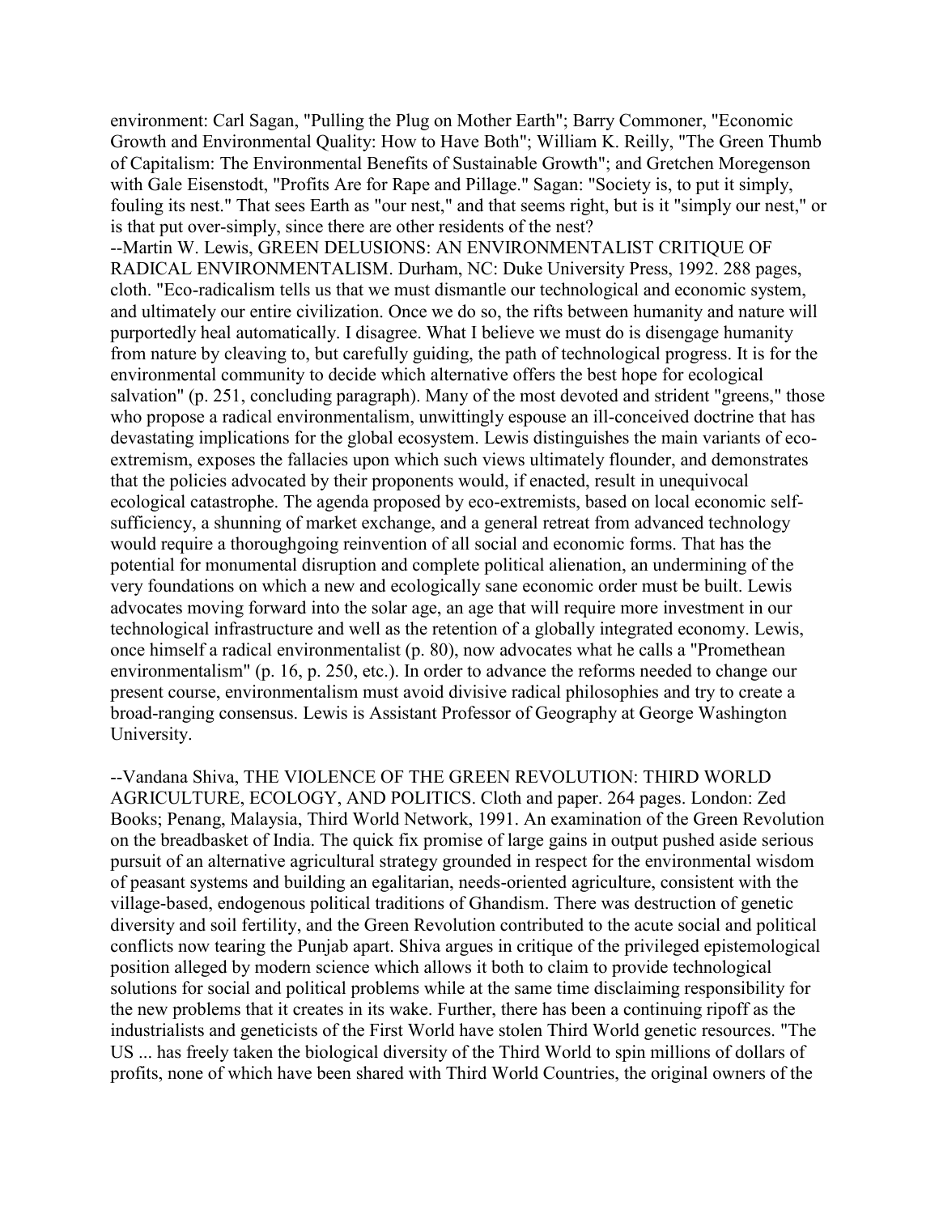environment: Carl Sagan, "Pulling the Plug on Mother Earth"; Barry Commoner, "Economic Growth and Environmental Quality: How to Have Both"; William K. Reilly, "The Green Thumb of Capitalism: The Environmental Benefits of Sustainable Growth"; and Gretchen Moregenson with Gale Eisenstodt, "Profits Are for Rape and Pillage." Sagan: "Society is, to put it simply, fouling its nest." That sees Earth as "our nest," and that seems right, but is it "simply our nest," or is that put over-simply, since there are other residents of the nest?

--Martin W. Lewis, GREEN DELUSIONS: AN ENVIRONMENTALIST CRITIQUE OF RADICAL ENVIRONMENTALISM. Durham, NC: Duke University Press, 1992. 288 pages, cloth. "Eco-radicalism tells us that we must dismantle our technological and economic system, and ultimately our entire civilization. Once we do so, the rifts between humanity and nature will purportedly heal automatically. I disagree. What I believe we must do is disengage humanity from nature by cleaving to, but carefully guiding, the path of technological progress. It is for the environmental community to decide which alternative offers the best hope for ecological salvation" (p. 251, concluding paragraph). Many of the most devoted and strident "greens," those who propose a radical environmentalism, unwittingly espouse an ill-conceived doctrine that has devastating implications for the global ecosystem. Lewis distinguishes the main variants of eco-extremism, exposes the fallacies upon which such views ultimately flounder, and demonstrates that the policies advocated by their proponents would, if enacted, result in unequivocal ecological catastrophe. The agenda proposed by eco-extremists, based on local economic self-sufficiency, a shunning of market exchange, and a general retreat from advanced technology would require a thoroughgoing reinvention of all social and economic forms. That has the potential for monumental disruption and complete political alienation, an undermining of the very foundations on which a new and ecologically sane economic order must be built. Lewis advocates moving forward into the solar age, an age that will require more investment in our technological infrastructure and well as the retention of a globally integrated economy. Lewis, once himself a radical environmentalist (p. 80), now advocates what he calls a "Promethean environmentalism" (p. 16, p. 250, etc.). In order to advance the reforms needed to change our present course, environmentalism must avoid divisive radical philosophies and try to create a broad-ranging consensus. Lewis is Assistant Professor of Geography at George Washington University.

--Vandana Shiva, THE VIOLENCE OF THE GREEN REVOLUTION: THIRD WORLD AGRICULTURE, ECOLOGY, AND POLITICS. Cloth and paper. 264 pages. London: Zed Books; Penang, Malaysia, Third World Network, 1991. An examination of the Green Revolution on the breadbasket of India. The quick fix promise of large gains in output pushed aside serious pursuit of an alternative agricultural strategy grounded in respect for the environmental wisdom of peasant systems and building an egalitarian, needs-oriented agriculture, consistent with the village-based, endogenous political traditions of Ghandism. There was destruction of genetic diversity and soil fertility, and the Green Revolution contributed to the acute social and political conflicts now tearing the Punjab apart. Shiva argues in critique of the privileged epistemological position alleged by modern science which allows it both to claim to provide technological solutions for social and political problems while at the same time disclaiming responsibility for the new problems that it creates in its wake. Further, there has been a continuing ripoff as the industrialists and geneticists of the First World have stolen Third World genetic resources. "The US ... has freely taken the biological diversity of the Third World to spin millions of dollars of profits, none of which have been shared with Third World Countries, the original owners of the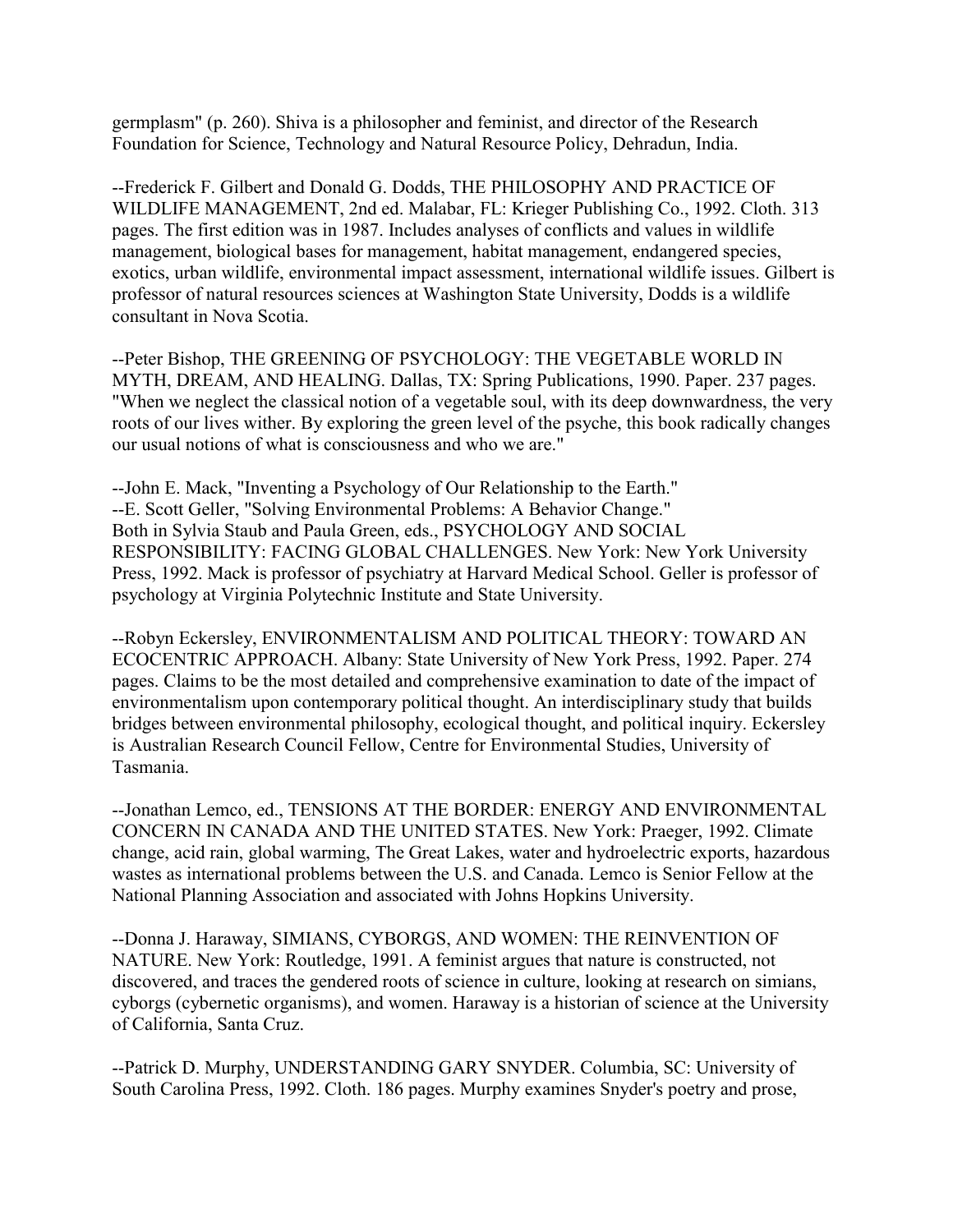germplasm" (p. 260). Shiva is a philosopher and feminist, and director of the Research Foundation for Science, Technology and Natural Resource Policy, Dehradun, India.

--Frederick F. Gilbert and Donald G. Dodds, THE PHILOSOPHY AND PRACTICE OF WILDLIFE MANAGEMENT, 2nd ed. Malabar, FL: Krieger Publishing Co., 1992. Cloth. 313 pages. The first edition was in 1987. Includes analyses of conflicts and values in wildlife management, biological bases for management, habitat management, endangered species, exotics, urban wildlife, environmental impact assessment, international wildlife issues. Gilbert is professor of natural resources sciences at Washington State University, Dodds is a wildlife consultant in Nova Scotia.

--Peter Bishop, THE GREENING OF PSYCHOLOGY: THE VEGETABLE WORLD IN MYTH, DREAM, AND HEALING. Dallas, TX: Spring Publications, 1990. Paper. 237 pages. "When we neglect the classical notion of a vegetable soul, with its deep downwardness, the very roots of our lives wither. By exploring the green level of the psyche, this book radically changes our usual notions of what is consciousness and who we are."

--John E. Mack, "Inventing a Psychology of Our Relationship to the Earth."
--E. Scott Geller, "Solving Environmental Problems: A Behavior Change."
Both in Sylvia Staub and Paula Green, eds., PSYCHOLOGY AND SOCIAL RESPONSIBILITY: FACING GLOBAL CHALLENGES. New York: New York University Press, 1992. Mack is professor of psychiatry at Harvard Medical School. Geller is professor of psychology at Virginia Polytechnic Institute and State University.

--Robyn Eckersley, ENVIRONMENTALISM AND POLITICAL THEORY: TOWARD AN ECOCENTRIC APPROACH. Albany: State University of New York Press, 1992. Paper. 274 pages. Claims to be the most detailed and comprehensive examination to date of the impact of environmentalism upon contemporary political thought. An interdisciplinary study that builds bridges between environmental philosophy, ecological thought, and political inquiry. Eckersley is Australian Research Council Fellow, Centre for Environmental Studies, University of Tasmania.

--Jonathan Lemco, ed., TENSIONS AT THE BORDER: ENERGY AND ENVIRONMENTAL CONCERN IN CANADA AND THE UNITED STATES. New York: Praeger, 1992. Climate change, acid rain, global warming, The Great Lakes, water and hydroelectric exports, hazardous wastes as international problems between the U.S. and Canada. Lemco is Senior Fellow at the National Planning Association and associated with Johns Hopkins University.

--Donna J. Haraway, SIMIANS, CYBORGS, AND WOMEN: THE REINVENTION OF NATURE. New York: Routledge, 1991. A feminist argues that nature is constructed, not discovered, and traces the gendered roots of science in culture, looking at research on simians, cyborgs (cybernetic organisms), and women. Haraway is a historian of science at the University of California, Santa Cruz.

--Patrick D. Murphy, UNDERSTANDING GARY SNYDER. Columbia, SC: University of South Carolina Press, 1992. Cloth. 186 pages. Murphy examines Snyder's poetry and prose,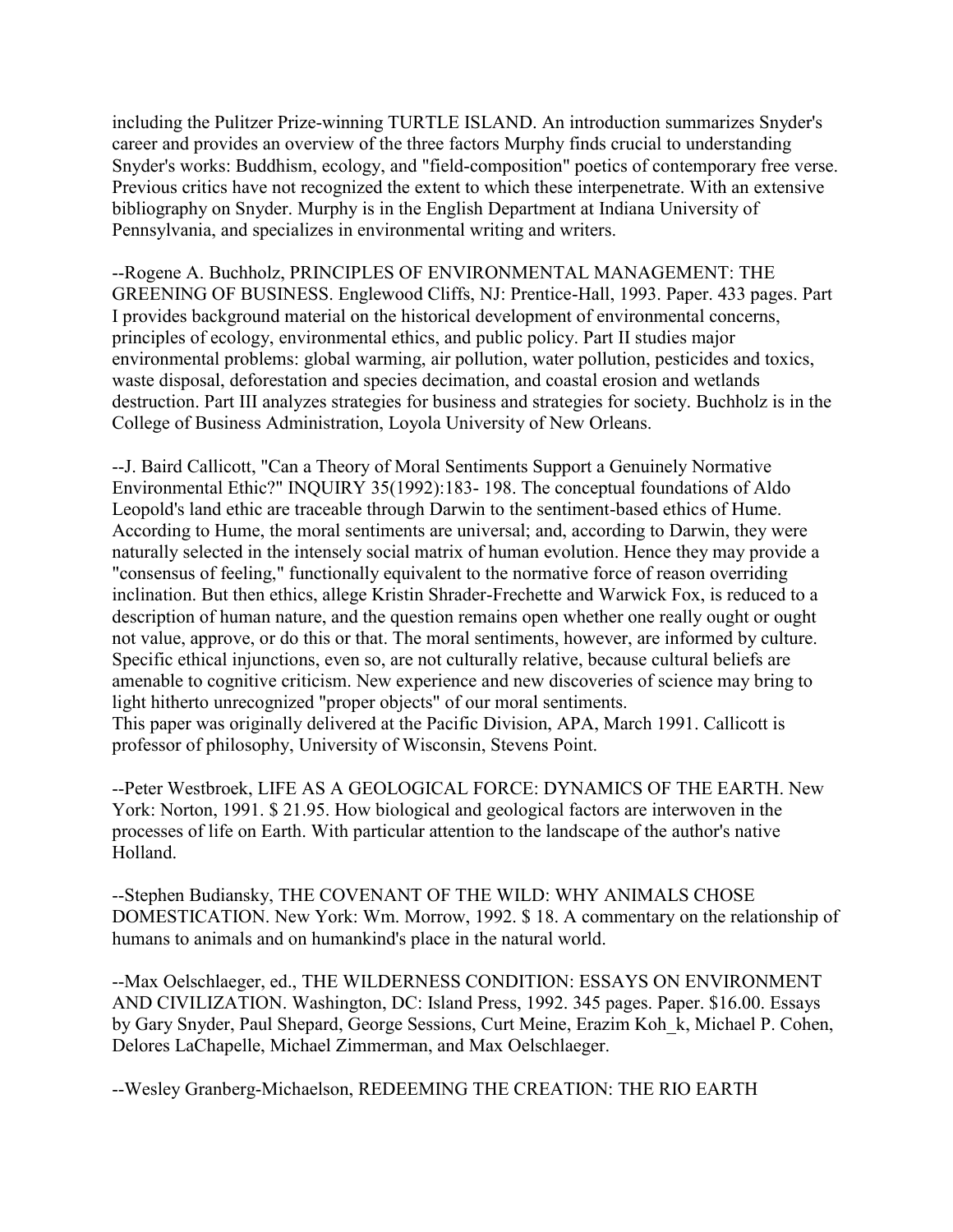including the Pulitzer Prize-winning TURTLE ISLAND. An introduction summarizes Snyder's career and provides an overview of the three factors Murphy finds crucial to understanding Snyder's works: Buddhism, ecology, and "field-composition" poetics of contemporary free verse. Previous critics have not recognized the extent to which these interpenetrate. With an extensive bibliography on Snyder. Murphy is in the English Department at Indiana University of Pennsylvania, and specializes in environmental writing and writers.

--Rogene A. Buchholz, PRINCIPLES OF ENVIRONMENTAL MANAGEMENT: THE GREENING OF BUSINESS. Englewood Cliffs, NJ: Prentice-Hall, 1993. Paper. 433 pages. Part I provides background material on the historical development of environmental concerns, principles of ecology, environmental ethics, and public policy. Part II studies major environmental problems: global warming, air pollution, water pollution, pesticides and toxics, waste disposal, deforestation and species decimation, and coastal erosion and wetlands destruction. Part III analyzes strategies for business and strategies for society. Buchholz is in the College of Business Administration, Loyola University of New Orleans.

--J. Baird Callicott, "Can a Theory of Moral Sentiments Support a Genuinely Normative Environmental Ethic?" INQUIRY 35(1992):183- 198. The conceptual foundations of Aldo Leopold's land ethic are traceable through Darwin to the sentiment-based ethics of Hume. According to Hume, the moral sentiments are universal; and, according to Darwin, they were naturally selected in the intensely social matrix of human evolution. Hence they may provide a "consensus of feeling," functionally equivalent to the normative force of reason overriding inclination. But then ethics, allege Kristin Shrader-Frechette and Warwick Fox, is reduced to a description of human nature, and the question remains open whether one really ought or ought not value, approve, or do this or that. The moral sentiments, however, are informed by culture. Specific ethical injunctions, even so, are not culturally relative, because cultural beliefs are amenable to cognitive criticism. New experience and new discoveries of science may bring to light hitherto unrecognized "proper objects" of our moral sentiments.
This paper was originally delivered at the Pacific Division, APA, March 1991. Callicott is professor of philosophy, University of Wisconsin, Stevens Point.

--Peter Westbroek, LIFE AS A GEOLOGICAL FORCE: DYNAMICS OF THE EARTH. New York: Norton, 1991. $ 21.95. How biological and geological factors are interwoven in the processes of life on Earth. With particular attention to the landscape of the author's native Holland.

--Stephen Budiansky, THE COVENANT OF THE WILD: WHY ANIMALS CHOSE DOMESTICATION. New York: Wm. Morrow, 1992. $ 18. A commentary on the relationship of humans to animals and on humankind's place in the natural world.

--Max Oelschlaeger, ed., THE WILDERNESS CONDITION: ESSAYS ON ENVIRONMENT AND CIVILIZATION. Washington, DC: Island Press, 1992. 345 pages. Paper. $16.00. Essays by Gary Snyder, Paul Shepard, George Sessions, Curt Meine, Erazim Koh_k, Michael P. Cohen, Delores LaChapelle, Michael Zimmerman, and Max Oelschlaeger.

--Wesley Granberg-Michaelson, REDEEMING THE CREATION: THE RIO EARTH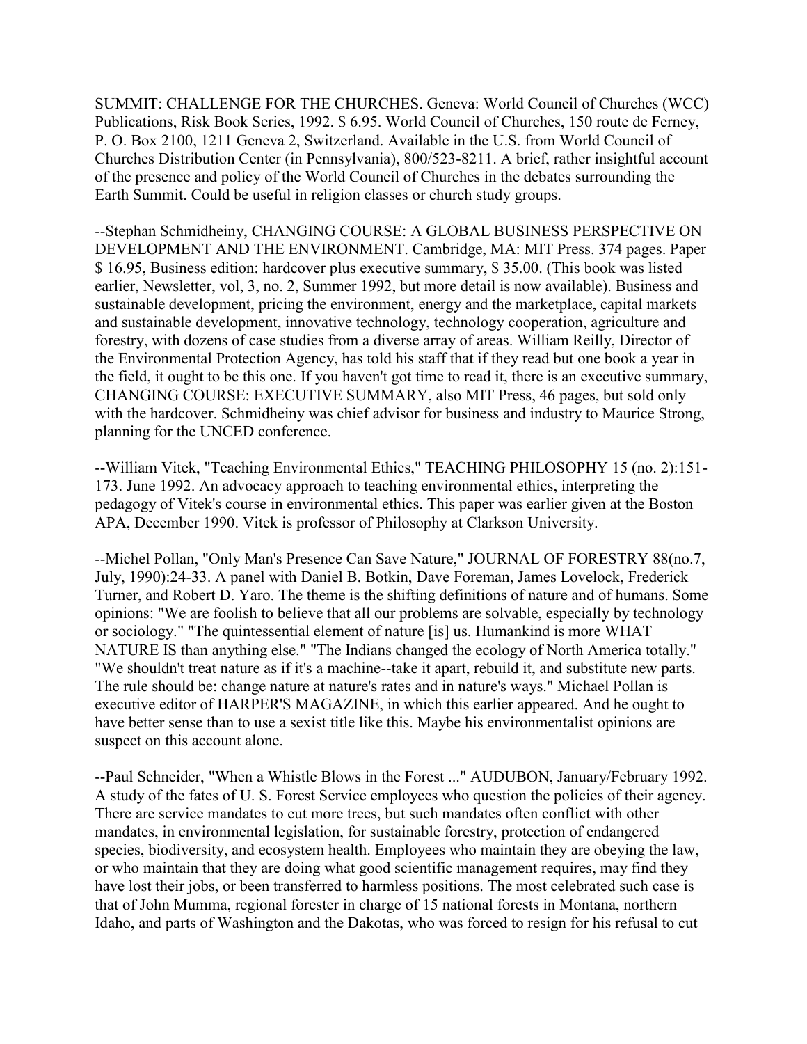SUMMIT: CHALLENGE FOR THE CHURCHES. Geneva: World Council of Churches (WCC) Publications, Risk Book Series, 1992. $ 6.95. World Council of Churches, 150 route de Ferney, P. O. Box 2100, 1211 Geneva 2, Switzerland. Available in the U.S. from World Council of Churches Distribution Center (in Pennsylvania), 800/523-8211. A brief, rather insightful account of the presence and policy of the World Council of Churches in the debates surrounding the Earth Summit. Could be useful in religion classes or church study groups.

--Stephan Schmidheiny, CHANGING COURSE: A GLOBAL BUSINESS PERSPECTIVE ON DEVELOPMENT AND THE ENVIRONMENT. Cambridge, MA: MIT Press. 374 pages. Paper $ 16.95, Business edition: hardcover plus executive summary, $ 35.00. (This book was listed earlier, Newsletter, vol, 3, no. 2, Summer 1992, but more detail is now available). Business and sustainable development, pricing the environment, energy and the marketplace, capital markets and sustainable development, innovative technology, technology cooperation, agriculture and forestry, with dozens of case studies from a diverse array of areas. William Reilly, Director of the Environmental Protection Agency, has told his staff that if they read but one book a year in the field, it ought to be this one. If you haven't got time to read it, there is an executive summary, CHANGING COURSE: EXECUTIVE SUMMARY, also MIT Press, 46 pages, but sold only with the hardcover. Schmidheiny was chief advisor for business and industry to Maurice Strong, planning for the UNCED conference.

--William Vitek, "Teaching Environmental Ethics," TEACHING PHILOSOPHY 15 (no. 2):151-173. June 1992. An advocacy approach to teaching environmental ethics, interpreting the pedagogy of Vitek's course in environmental ethics. This paper was earlier given at the Boston APA, December 1990. Vitek is professor of Philosophy at Clarkson University.

--Michel Pollan, "Only Man's Presence Can Save Nature," JOURNAL OF FORESTRY 88(no.7, July, 1990):24-33. A panel with Daniel B. Botkin, Dave Foreman, James Lovelock, Frederick Turner, and Robert D. Yaro. The theme is the shifting definitions of nature and of humans. Some opinions: "We are foolish to believe that all our problems are solvable, especially by technology or sociology." "The quintessential element of nature [is] us. Humankind is more WHAT NATURE IS than anything else." "The Indians changed the ecology of North America totally." "We shouldn't treat nature as if it's a machine--take it apart, rebuild it, and substitute new parts. The rule should be: change nature at nature's rates and in nature's ways." Michael Pollan is executive editor of HARPER'S MAGAZINE, in which this earlier appeared. And he ought to have better sense than to use a sexist title like this. Maybe his environmentalist opinions are suspect on this account alone.

--Paul Schneider, "When a Whistle Blows in the Forest ..." AUDUBON, January/February 1992. A study of the fates of U. S. Forest Service employees who question the policies of their agency. There are service mandates to cut more trees, but such mandates often conflict with other mandates, in environmental legislation, for sustainable forestry, protection of endangered species, biodiversity, and ecosystem health. Employees who maintain they are obeying the law, or who maintain that they are doing what good scientific management requires, may find they have lost their jobs, or been transferred to harmless positions. The most celebrated such case is that of John Mumma, regional forester in charge of 15 national forests in Montana, northern Idaho, and parts of Washington and the Dakotas, who was forced to resign for his refusal to cut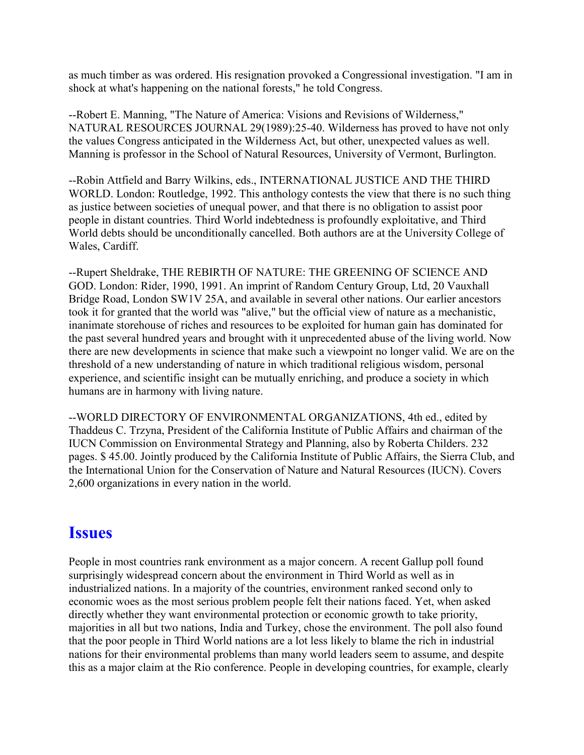as much timber as was ordered. His resignation provoked a Congressional investigation. "I am in shock at what's happening on the national forests," he told Congress.

--Robert E. Manning, "The Nature of America: Visions and Revisions of Wilderness," NATURAL RESOURCES JOURNAL 29(1989):25-40. Wilderness has proved to have not only the values Congress anticipated in the Wilderness Act, but other, unexpected values as well. Manning is professor in the School of Natural Resources, University of Vermont, Burlington.

--Robin Attfield and Barry Wilkins, eds., INTERNATIONAL JUSTICE AND THE THIRD WORLD. London: Routledge, 1992. This anthology contests the view that there is no such thing as justice between societies of unequal power, and that there is no obligation to assist poor people in distant countries. Third World indebtedness is profoundly exploitative, and Third World debts should be unconditionally cancelled. Both authors are at the University College of Wales, Cardiff.

--Rupert Sheldrake, THE REBIRTH OF NATURE: THE GREENING OF SCIENCE AND GOD. London: Rider, 1990, 1991. An imprint of Random Century Group, Ltd, 20 Vauxhall Bridge Road, London SW1V 25A, and available in several other nations. Our earlier ancestors took it for granted that the world was "alive," but the official view of nature as a mechanistic, inanimate storehouse of riches and resources to be exploited for human gain has dominated for the past several hundred years and brought with it unprecedented abuse of the living world. Now there are new developments in science that make such a viewpoint no longer valid. We are on the threshold of a new understanding of nature in which traditional religious wisdom, personal experience, and scientific insight can be mutually enriching, and produce a society in which humans are in harmony with living nature.

--WORLD DIRECTORY OF ENVIRONMENTAL ORGANIZATIONS, 4th ed., edited by Thaddeus C. Trzyna, President of the California Institute of Public Affairs and chairman of the IUCN Commission on Environmental Strategy and Planning, also by Roberta Childers. 232 pages. $ 45.00. Jointly produced by the California Institute of Public Affairs, the Sierra Club, and the International Union for the Conservation of Nature and Natural Resources (IUCN). Covers 2,600 organizations in every nation in the world.

## Issues

People in most countries rank environment as a major concern. A recent Gallup poll found surprisingly widespread concern about the environment in Third World as well as in industrialized nations. In a majority of the countries, environment ranked second only to economic woes as the most serious problem people felt their nations faced. Yet, when asked directly whether they want environmental protection or economic growth to take priority, majorities in all but two nations, India and Turkey, chose the environment. The poll also found that the poor people in Third World nations are a lot less likely to blame the rich in industrial nations for their environmental problems than many world leaders seem to assume, and despite this as a major claim at the Rio conference. People in developing countries, for example, clearly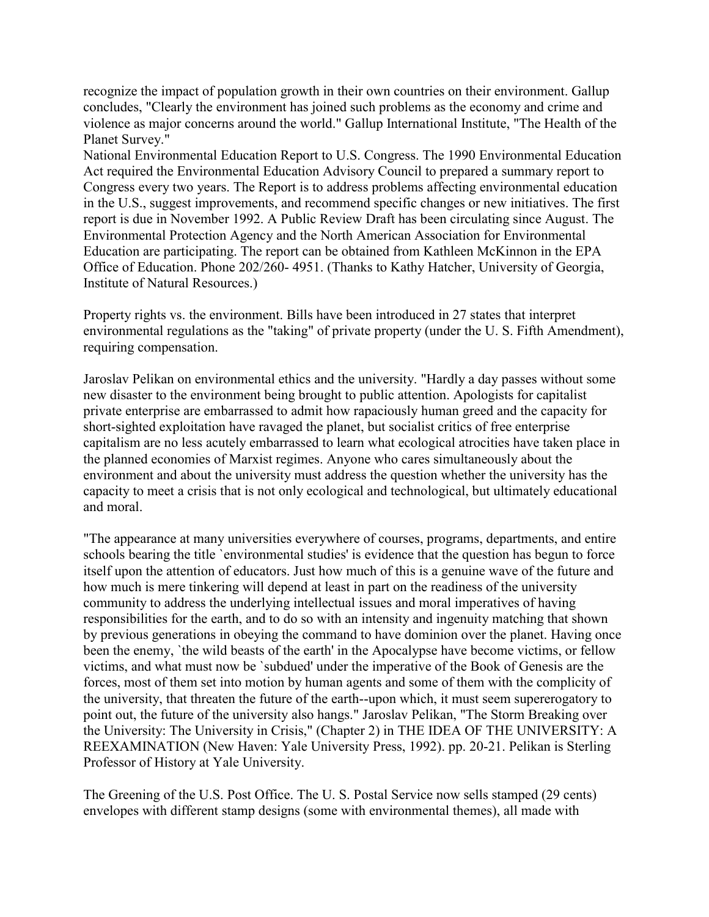recognize the impact of population growth in their own countries on their environment. Gallup concludes, "Clearly the environment has joined such problems as the economy and crime and violence as major concerns around the world." Gallup International Institute, "The Health of the Planet Survey."

National Environmental Education Report to U.S. Congress. The 1990 Environmental Education Act required the Environmental Education Advisory Council to prepared a summary report to Congress every two years. The Report is to address problems affecting environmental education in the U.S., suggest improvements, and recommend specific changes or new initiatives. The first report is due in November 1992. A Public Review Draft has been circulating since August. The Environmental Protection Agency and the North American Association for Environmental Education are participating. The report can be obtained from Kathleen McKinnon in the EPA Office of Education. Phone 202/260- 4951. (Thanks to Kathy Hatcher, University of Georgia, Institute of Natural Resources.)

Property rights vs. the environment. Bills have been introduced in 27 states that interpret environmental regulations as the "taking" of private property (under the U. S. Fifth Amendment), requiring compensation.

Jaroslav Pelikan on environmental ethics and the university. "Hardly a day passes without some new disaster to the environment being brought to public attention. Apologists for capitalist private enterprise are embarrassed to admit how rapaciously human greed and the capacity for short-sighted exploitation have ravaged the planet, but socialist critics of free enterprise capitalism are no less acutely embarrassed to learn what ecological atrocities have taken place in the planned economies of Marxist regimes. Anyone who cares simultaneously about the environment and about the university must address the question whether the university has the capacity to meet a crisis that is not only ecological and technological, but ultimately educational and moral.

"The appearance at many universities everywhere of courses, programs, departments, and entire schools bearing the title `environmental studies' is evidence that the question has begun to force itself upon the attention of educators. Just how much of this is a genuine wave of the future and how much is mere tinkering will depend at least in part on the readiness of the university community to address the underlying intellectual issues and moral imperatives of having responsibilities for the earth, and to do so with an intensity and ingenuity matching that shown by previous generations in obeying the command to have dominion over the planet. Having once been the enemy, `the wild beasts of the earth' in the Apocalypse have become victims, or fellow victims, and what must now be `subdued' under the imperative of the Book of Genesis are the forces, most of them set into motion by human agents and some of them with the complicity of the university, that threaten the future of the earth--upon which, it must seem supererogatory to point out, the future of the university also hangs." Jaroslav Pelikan, "The Storm Breaking over the University: The University in Crisis," (Chapter 2) in THE IDEA OF THE UNIVERSITY: A REEXAMINATION (New Haven: Yale University Press, 1992). pp. 20-21. Pelikan is Sterling Professor of History at Yale University.

The Greening of the U.S. Post Office. The U. S. Postal Service now sells stamped (29 cents) envelopes with different stamp designs (some with environmental themes), all made with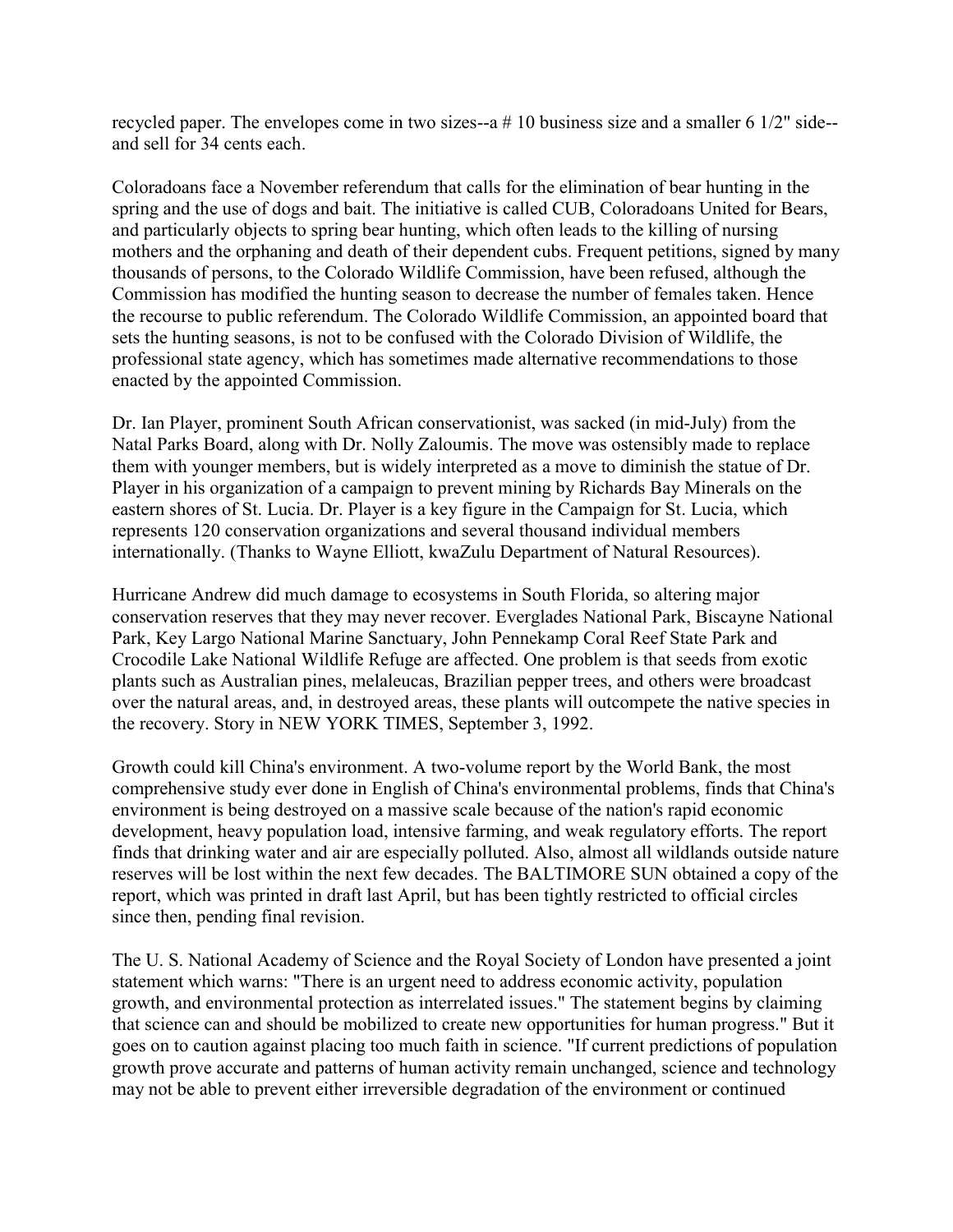recycled paper. The envelopes come in two sizes--a # 10 business size and a smaller 6 1/2" side--and sell for 34 cents each.

Coloradoans face a November referendum that calls for the elimination of bear hunting in the spring and the use of dogs and bait. The initiative is called CUB, Coloradoans United for Bears, and particularly objects to spring bear hunting, which often leads to the killing of nursing mothers and the orphaning and death of their dependent cubs. Frequent petitions, signed by many thousands of persons, to the Colorado Wildlife Commission, have been refused, although the Commission has modified the hunting season to decrease the number of females taken. Hence the recourse to public referendum. The Colorado Wildlife Commission, an appointed board that sets the hunting seasons, is not to be confused with the Colorado Division of Wildlife, the professional state agency, which has sometimes made alternative recommendations to those enacted by the appointed Commission.

Dr. Ian Player, prominent South African conservationist, was sacked (in mid-July) from the Natal Parks Board, along with Dr. Nolly Zaloumis. The move was ostensibly made to replace them with younger members, but is widely interpreted as a move to diminish the statue of Dr. Player in his organization of a campaign to prevent mining by Richards Bay Minerals on the eastern shores of St. Lucia. Dr. Player is a key figure in the Campaign for St. Lucia, which represents 120 conservation organizations and several thousand individual members internationally. (Thanks to Wayne Elliott, kwaZulu Department of Natural Resources).

Hurricane Andrew did much damage to ecosystems in South Florida, so altering major conservation reserves that they may never recover. Everglades National Park, Biscayne National Park, Key Largo National Marine Sanctuary, John Pennekamp Coral Reef State Park and Crocodile Lake National Wildlife Refuge are affected. One problem is that seeds from exotic plants such as Australian pines, melaleucas, Brazilian pepper trees, and others were broadcast over the natural areas, and, in destroyed areas, these plants will outcompete the native species in the recovery. Story in NEW YORK TIMES, September 3, 1992.

Growth could kill China's environment. A two-volume report by the World Bank, the most comprehensive study ever done in English of China's environmental problems, finds that China's environment is being destroyed on a massive scale because of the nation's rapid economic development, heavy population load, intensive farming, and weak regulatory efforts. The report finds that drinking water and air are especially polluted. Also, almost all wildlands outside nature reserves will be lost within the next few decades. The BALTIMORE SUN obtained a copy of the report, which was printed in draft last April, but has been tightly restricted to official circles since then, pending final revision.

The U. S. National Academy of Science and the Royal Society of London have presented a joint statement which warns: "There is an urgent need to address economic activity, population growth, and environmental protection as interrelated issues." The statement begins by claiming that science can and should be mobilized to create new opportunities for human progress." But it goes on to caution against placing too much faith in science. "If current predictions of population growth prove accurate and patterns of human activity remain unchanged, science and technology may not be able to prevent either irreversible degradation of the environment or continued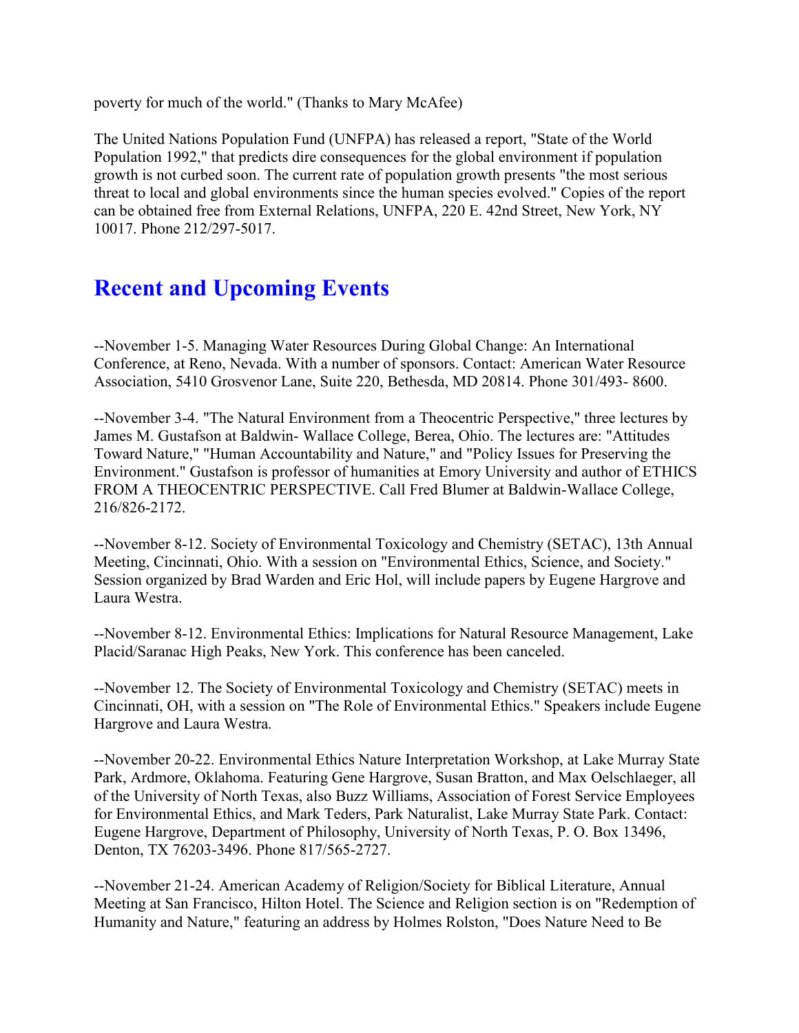poverty for much of the world." (Thanks to Mary McAfee)

The United Nations Population Fund (UNFPA) has released a report, "State of the World Population 1992," that predicts dire consequences for the global environment if population growth is not curbed soon. The current rate of population growth presents "the most serious threat to local and global environments since the human species evolved." Copies of the report can be obtained free from External Relations, UNFPA, 220 E. 42nd Street, New York, NY 10017. Phone 212/297-5017.

## Recent and Upcoming Events

--November 1-5. Managing Water Resources During Global Change: An International Conference, at Reno, Nevada. With a number of sponsors. Contact: American Water Resource Association, 5410 Grosvenor Lane, Suite 220, Bethesda, MD 20814. Phone 301/493- 8600.

--November 3-4. "The Natural Environment from a Theocentric Perspective," three lectures by James M. Gustafson at Baldwin- Wallace College, Berea, Ohio. The lectures are: "Attitudes Toward Nature," "Human Accountability and Nature," and "Policy Issues for Preserving the Environment." Gustafson is professor of humanities at Emory University and author of ETHICS FROM A THEOCENTRIC PERSPECTIVE. Call Fred Blumer at Baldwin-Wallace College, 216/826-2172.

--November 8-12. Society of Environmental Toxicology and Chemistry (SETAC), 13th Annual Meeting, Cincinnati, Ohio. With a session on "Environmental Ethics, Science, and Society." Session organized by Brad Warden and Eric Hol, will include papers by Eugene Hargrove and Laura Westra.

--November 8-12. Environmental Ethics: Implications for Natural Resource Management, Lake Placid/Saranac High Peaks, New York. This conference has been canceled.

--November 12. The Society of Environmental Toxicology and Chemistry (SETAC) meets in Cincinnati, OH, with a session on "The Role of Environmental Ethics." Speakers include Eugene Hargrove and Laura Westra.

--November 20-22. Environmental Ethics Nature Interpretation Workshop, at Lake Murray State Park, Ardmore, Oklahoma. Featuring Gene Hargrove, Susan Bratton, and Max Oelschlaeger, all of the University of North Texas, also Buzz Williams, Association of Forest Service Employees for Environmental Ethics, and Mark Teders, Park Naturalist, Lake Murray State Park. Contact: Eugene Hargrove, Department of Philosophy, University of North Texas, P. O. Box 13496, Denton, TX 76203-3496. Phone 817/565-2727.

--November 21-24. American Academy of Religion/Society for Biblical Literature, Annual Meeting at San Francisco, Hilton Hotel. The Science and Religion section is on "Redemption of Humanity and Nature," featuring an address by Holmes Rolston, "Does Nature Need to Be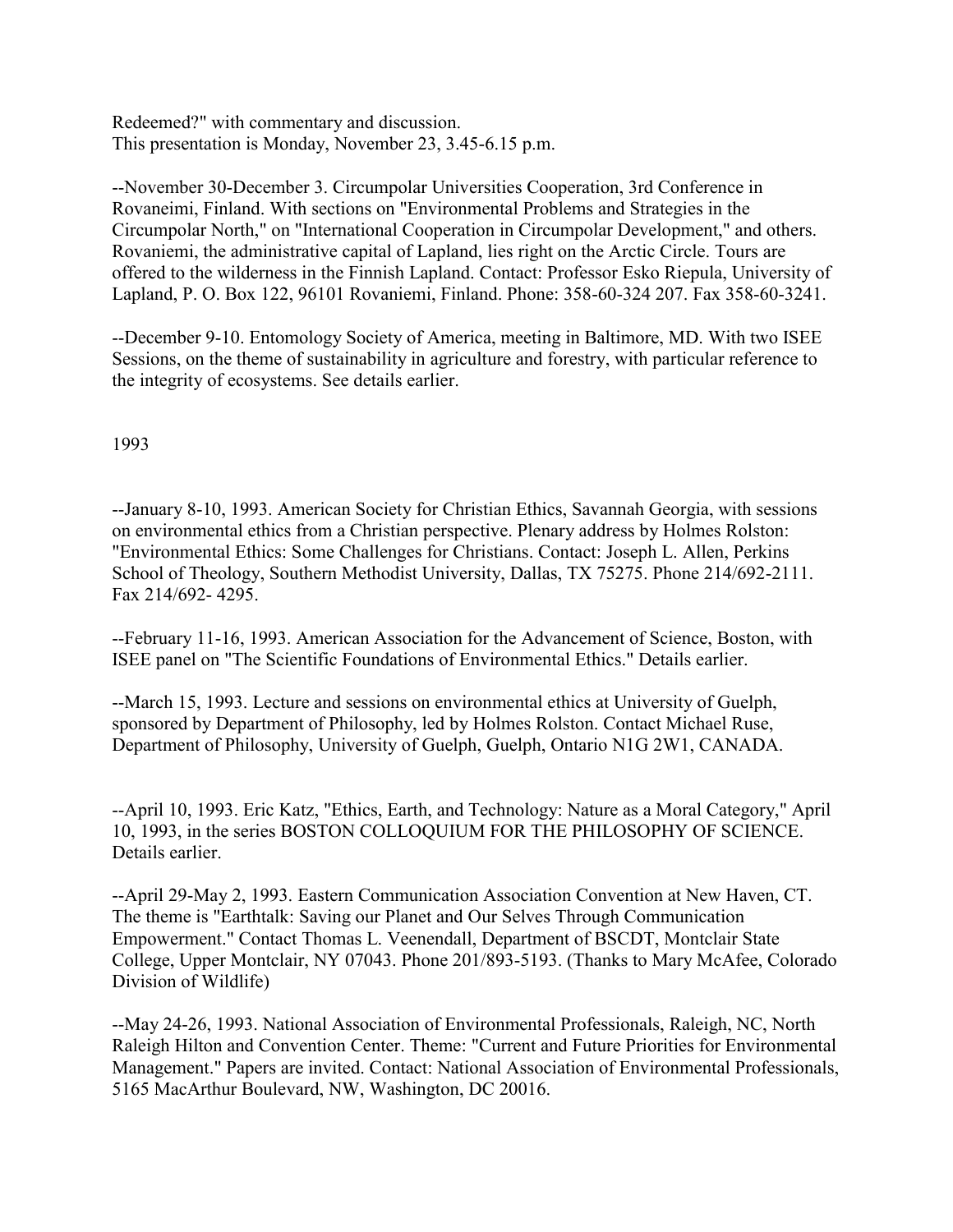Redeemed?" with commentary and discussion.
This presentation is Monday, November 23, 3.45-6.15 p.m.

--November 30-December 3. Circumpolar Universities Cooperation, 3rd Conference in Rovaneimi, Finland. With sections on "Environmental Problems and Strategies in the Circumpolar North," on "International Cooperation in Circumpolar Development," and others. Rovaniemi, the administrative capital of Lapland, lies right on the Arctic Circle. Tours are offered to the wilderness in the Finnish Lapland. Contact: Professor Esko Riepula, University of Lapland, P. O. Box 122, 96101 Rovaniemi, Finland. Phone: 358-60-324 207. Fax 358-60-3241.

--December 9-10. Entomology Society of America, meeting in Baltimore, MD. With two ISEE Sessions, on the theme of sustainability in agriculture and forestry, with particular reference to the integrity of ecosystems. See details earlier.

1993

--January 8-10, 1993. American Society for Christian Ethics, Savannah Georgia, with sessions on environmental ethics from a Christian perspective. Plenary address by Holmes Rolston: "Environmental Ethics: Some Challenges for Christians. Contact: Joseph L. Allen, Perkins School of Theology, Southern Methodist University, Dallas, TX 75275. Phone 214/692-2111. Fax 214/692- 4295.

--February 11-16, 1993. American Association for the Advancement of Science, Boston, with ISEE panel on "The Scientific Foundations of Environmental Ethics." Details earlier.

--March 15, 1993. Lecture and sessions on environmental ethics at University of Guelph, sponsored by Department of Philosophy, led by Holmes Rolston. Contact Michael Ruse, Department of Philosophy, University of Guelph, Guelph, Ontario N1G 2W1, CANADA.

--April 10, 1993. Eric Katz, "Ethics, Earth, and Technology: Nature as a Moral Category," April 10, 1993, in the series BOSTON COLLOQUIUM FOR THE PHILOSOPHY OF SCIENCE. Details earlier.

--April 29-May 2, 1993. Eastern Communication Association Convention at New Haven, CT. The theme is "Earthtalk: Saving our Planet and Our Selves Through Communication Empowerment." Contact Thomas L. Veenendall, Department of BSCDT, Montclair State College, Upper Montclair, NY 07043. Phone 201/893-5193. (Thanks to Mary McAfee, Colorado Division of Wildlife)

--May 24-26, 1993. National Association of Environmental Professionals, Raleigh, NC, North Raleigh Hilton and Convention Center. Theme: "Current and Future Priorities for Environmental Management." Papers are invited. Contact: National Association of Environmental Professionals, 5165 MacArthur Boulevard, NW, Washington, DC 20016.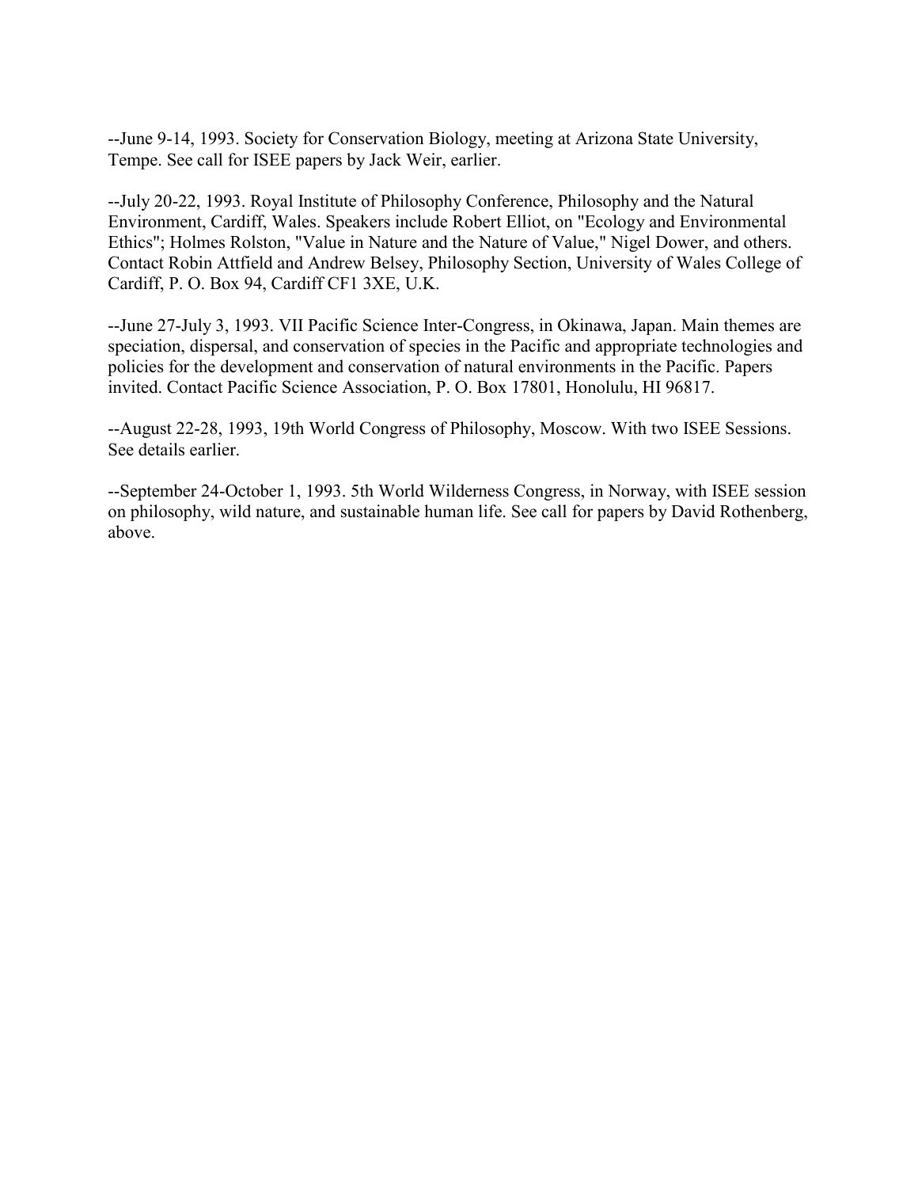--June 9-14, 1993. Society for Conservation Biology, meeting at Arizona State University, Tempe. See call for ISEE papers by Jack Weir, earlier.

--July 20-22, 1993. Royal Institute of Philosophy Conference, Philosophy and the Natural Environment, Cardiff, Wales. Speakers include Robert Elliot, on "Ecology and Environmental Ethics"; Holmes Rolston, "Value in Nature and the Nature of Value," Nigel Dower, and others. Contact Robin Attfield and Andrew Belsey, Philosophy Section, University of Wales College of Cardiff, P. O. Box 94, Cardiff CF1 3XE, U.K.

--June 27-July 3, 1993. VII Pacific Science Inter-Congress, in Okinawa, Japan. Main themes are speciation, dispersal, and conservation of species in the Pacific and appropriate technologies and policies for the development and conservation of natural environments in the Pacific. Papers invited. Contact Pacific Science Association, P. O. Box 17801, Honolulu, HI 96817.

--August 22-28, 1993, 19th World Congress of Philosophy, Moscow. With two ISEE Sessions. See details earlier.

--September 24-October 1, 1993. 5th World Wilderness Congress, in Norway, with ISEE session on philosophy, wild nature, and sustainable human life. See call for papers by David Rothenberg, above.